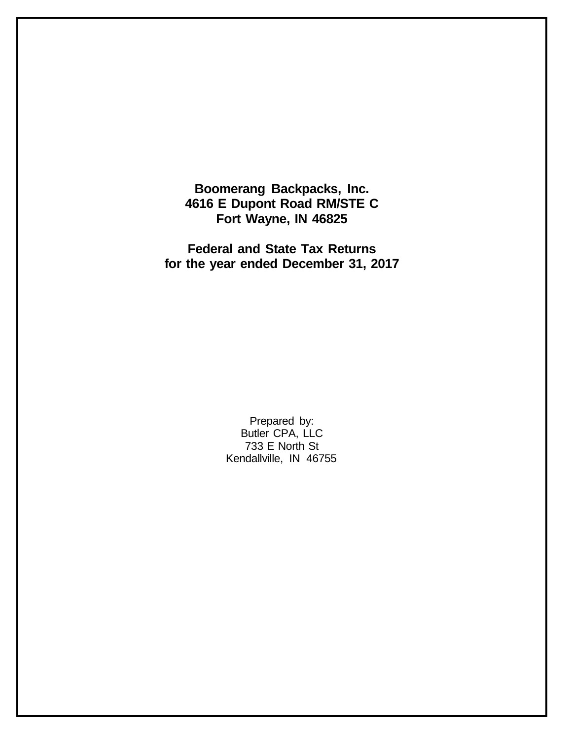**Boomerang Backpacks, Inc.**
**4616 E Dupont Road RM/STE C**
**Fort Wayne, IN 46825**

**Federal and State Tax Returns**
**for the year ended December 31, 2017**

Prepared by:
Butler CPA, LLC
733 E North St
Kendallville, IN 46755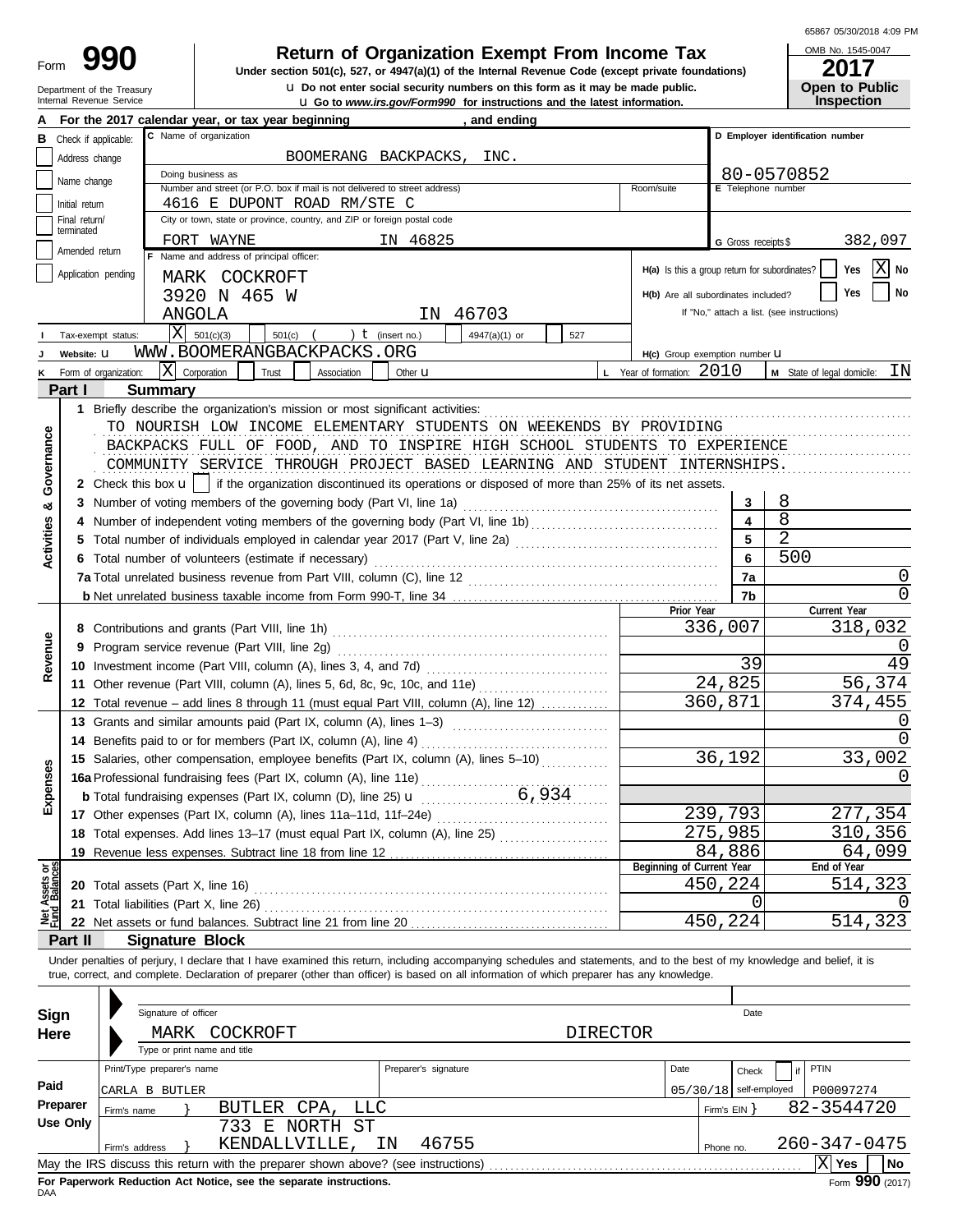65867 05/30/2018 4:09 PM

# Form 990 — Return of Organization Exempt From Income Tax

**Under section 501(c), 527, or 4947(a)(1) of the Internal Revenue Code (except private foundations)**

Department of the Treasury
Internal Revenue Service

u Do not enter social security numbers on this form as it may be made public.
u Go to *www.irs.gov/Form990* for instructions and the latest information.

OMB No. 1545-0047
**2017**
**Open to Public Inspection**

**A** For the 2017 calendar year, or tax year beginning , and ending

**B** Check if applicable:
- Address change
- Name change
- Initial return
- Final return/terminated
- Amended return
- Application pending

**C** Name of organization: BOOMERANG BACKPACKS, INC.

Doing business as

Number and street (or P.O. box if mail is not delivered to street address): 4616 E DUPONT ROAD RM/STE C — Room/suite

City or town, state or province, country, and ZIP or foreign postal code: FORT WAYNE IN 46825

**D** Employer identification number: 80-0570852

**E** Telephone number

**G** Gross receipts $ 382,097

**F** Name and address of principal officer:
MARK COCKROFT
3920 N 465 W
ANGOLA IN 46703

**H(a)** Is this a group return for subordinates? Yes [ ] No [X]
**H(b)** Are all subordinates included? Yes [ ] No [ ]
If "No," attach a list. (see instructions)

**I** Tax-exempt status: [X] 501(c)(3) [ ] 501(c) ( ) t (insert no.) [ ] 4947(a)(1) or [ ] 527

**J** Website: u WWW.BOOMERANGBACKPACKS.ORG

**H(c)** Group exemption number u

**K** Form of organization: [X] Corporation [ ] Trust [ ] Association [ ] Other u

**L** Year of formation: 2010

**M** State of legal domicile: IN

## Part I Summary

**Activities & Governance**

1 Briefly describe the organization's mission or most significant activities:
TO NOURISH LOW INCOME ELEMENTARY STUDENTS ON WEEKENDS BY PROVIDING BACKPACKS FULL OF FOOD, AND TO INSPIRE HIGH SCHOOL STUDENTS TO EXPERIENCE COMMUNITY SERVICE THROUGH PROJECT BASED LEARNING AND STUDENT INTERNSHIPS.

2 Check this box u [ ] if the organization discontinued its operations or disposed of more than 25% of its net assets.

| Line | Description | No. | Value |
|---|---|---|---|
| 3 | Number of voting members of the governing body (Part VI, line 1a) | 3 | 8 |
| 4 | Number of independent voting members of the governing body (Part VI, line 1b) | 4 | 8 |
| 5 | Total number of individuals employed in calendar year 2017 (Part V, line 2a) | 5 | 2 |
| 6 | Total number of volunteers (estimate if necessary) | 6 | 500 |
| 7a | Total unrelated business revenue from Part VIII, column (C), line 12 | 7a | 0 |
| b | Net unrelated business taxable income from Form 990-T, line 34 | 7b | 0 |

| | Line | Description | Prior Year | Current Year |
|---|---|---|---|---|
| Revenue | 8 | Contributions and grants (Part VIII, line 1h) | 336,007 | 318,032 |
| | 9 | Program service revenue (Part VIII, line 2g) | | 0 |
| | 10 | Investment income (Part VIII, column (A), lines 3, 4, and 7d) | 39 | 49 |
| | 11 | Other revenue (Part VIII, column (A), lines 5, 6d, 8c, 9c, 10c, and 11e) | 24,825 | 56,374 |
| | 12 | Total revenue – add lines 8 through 11 (must equal Part VIII, column (A), line 12) | 360,871 | 374,455 |
| Expenses | 13 | Grants and similar amounts paid (Part IX, column (A), lines 1–3) | | 0 |
| | 14 | Benefits paid to or for members (Part IX, column (A), line 4) | | 0 |
| | 15 | Salaries, other compensation, employee benefits (Part IX, column (A), lines 5–10) | 36,192 | 33,002 |
| | 16a | Professional fundraising fees (Part IX, column (A), line 11e) | | 0 |
| | b | Total fundraising expenses (Part IX, column (D), line 25) u 6,934 | | |
| | 17 | Other expenses (Part IX, column (A), lines 11a–11d, 11f–24e) | 239,793 | 277,354 |
| | 18 | Total expenses. Add lines 13–17 (must equal Part IX, column (A), line 25) | 275,985 | 310,356 |
| | 19 | Revenue less expenses. Subtract line 18 from line 12 | 84,886 | 64,099 |
| | | | **Beginning of Current Year** | **End of Year** |
| Net Assets or Fund Balances | 20 | Total assets (Part X, line 16) | 450,224 | 514,323 |
| | 21 | Total liabilities (Part X, line 26) | 0 | 0 |
| | 22 | Net assets or fund balances. Subtract line 21 from line 20 | 450,224 | 514,323 |

## Part II Signature Block

Under penalties of perjury, I declare that I have examined this return, including accompanying schedules and statements, and to the best of my knowledge and belief, it is true, correct, and complete. Declaration of preparer (other than officer) is based on all information of which preparer has any knowledge.

**Sign Here**

Signature of officer — Date

MARK COCKROFT — DIRECTOR
Type or print name and title

**Paid Preparer Use Only**

| Print/Type preparer's name | Preparer's signature | Date | Check [ ] if self-employed | PTIN |
|---|---|---|---|---|
| CARLA B BUTLER | | 05/30/18 | | P00097274 |

Firm's name } BUTLER CPA, LLC — Firm's EIN } 82-3544720

Firm's address } 733 E NORTH ST, KENDALLVILLE, IN 46755 — Phone no. 260-347-0475

May the IRS discuss this return with the preparer shown above? (see instructions) [X] Yes [ ] No

**For Paperwork Reduction Act Notice, see the separate instructions.**
DAA
Form **990** (2017)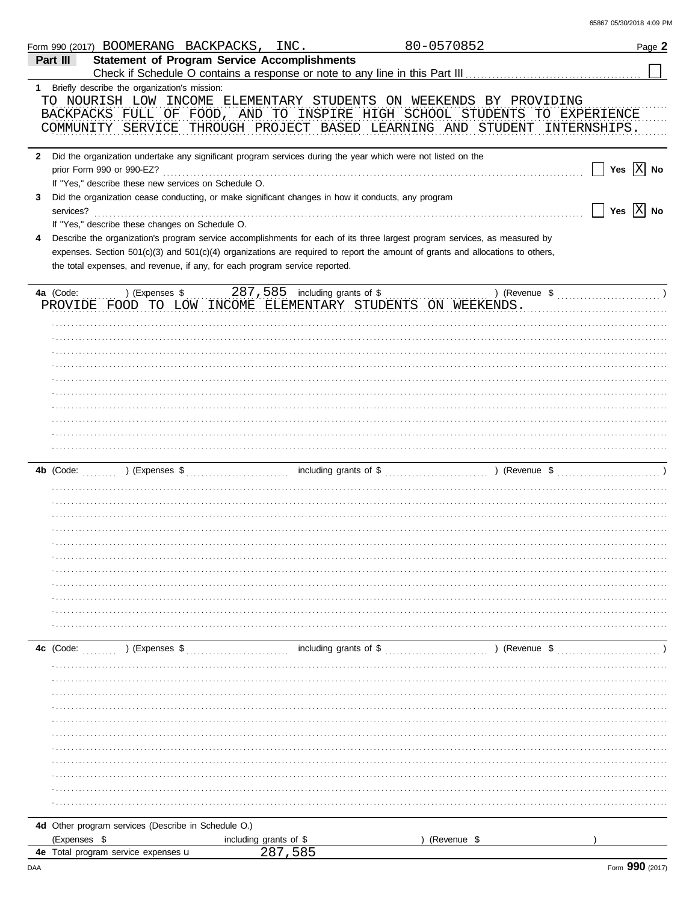Form 990 (2017) BOOMERANG BACKPACKS, INC. 80-0570852 Page **2**

**Part III** **Statement of Program Service Accomplishments**

Check if Schedule O contains a response or note to any line in this Part III ☐

**1** Briefly describe the organization's mission:

TO NOURISH LOW INCOME ELEMENTARY STUDENTS ON WEEKENDS BY PROVIDING BACKPACKS FULL OF FOOD, AND TO INSPIRE HIGH SCHOOL STUDENTS TO EXPERIENCE COMMUNITY SERVICE THROUGH PROJECT BASED LEARNING AND STUDENT INTERNSHIPS.

**2** Did the organization undertake any significant program services during the year which were not listed on the prior Form 990 or 990-EZ? ☐ Yes ☒ No

If "Yes," describe these new services on Schedule O.

**3** Did the organization cease conducting, or make significant changes in how it conducts, any program services? ☐ Yes ☒ No

If "Yes," describe these changes on Schedule O.

**4** Describe the organization's program service accomplishments for each of its three largest program services, as measured by expenses. Section 501(c)(3) and 501(c)(4) organizations are required to report the amount of grants and allocations to others, the total expenses, and revenue, if any, for each program service reported.

**4a** (Code: ) (Expenses $ 287,585 including grants of $ ) (Revenue $ )

PROVIDE FOOD TO LOW INCOME ELEMENTARY STUDENTS ON WEEKENDS.

**4b** (Code: ) (Expenses $ including grants of $ ) (Revenue $ )

**4c** (Code: ) (Expenses $ including grants of $ ) (Revenue $ )

**4d** Other program services (Describe in Schedule O.)

(Expenses $ including grants of $ ) (Revenue $ )

**4e** Total program service expenses 287,585

Form **990** (2017)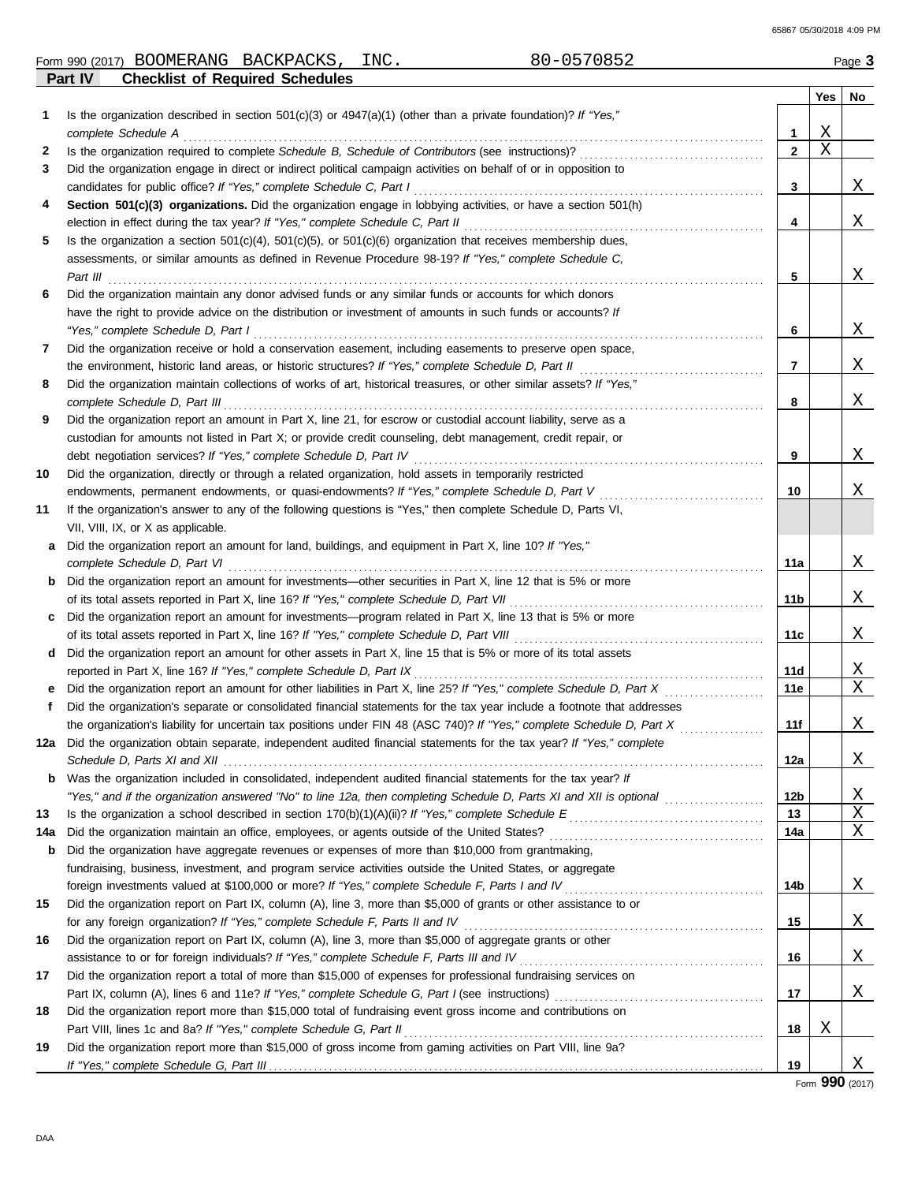Form 990 (2017) BOOMERANG BACKPACKS, INC. 80-0570852

## Part IV Checklist of Required Schedules

| | | | Yes | No |
|---|---|---|---|---|
| 1 | Is the organization described in section 501(c)(3) or 4947(a)(1) (other than a private foundation)? *If "Yes," complete Schedule A* | 1 | X | |
| 2 | Is the organization required to complete *Schedule B, Schedule of Contributors* (see instructions)? | 2 | X | |
| 3 | Did the organization engage in direct or indirect political campaign activities on behalf of or in opposition to candidates for public office? *If "Yes," complete Schedule C, Part I* | 3 | | X |
| 4 | **Section 501(c)(3) organizations.** Did the organization engage in lobbying activities, or have a section 501(h) election in effect during the tax year? *If "Yes," complete Schedule C, Part II* | 4 | | X |
| 5 | Is the organization a section 501(c)(4), 501(c)(5), or 501(c)(6) organization that receives membership dues, assessments, or similar amounts as defined in Revenue Procedure 98-19? *If "Yes," complete Schedule C, Part III* | 5 | | X |
| 6 | Did the organization maintain any donor advised funds or any similar funds or accounts for which donors have the right to provide advice on the distribution or investment of amounts in such funds or accounts? *If "Yes," complete Schedule D, Part I* | 6 | | X |
| 7 | Did the organization receive or hold a conservation easement, including easements to preserve open space, the environment, historic land areas, or historic structures? *If "Yes," complete Schedule D, Part II* | 7 | | X |
| 8 | Did the organization maintain collections of works of art, historical treasures, or other similar assets? *If "Yes," complete Schedule D, Part III* | 8 | | X |
| 9 | Did the organization report an amount in Part X, line 21, for escrow or custodial account liability, serve as a custodian for amounts not listed in Part X; or provide credit counseling, debt management, credit repair, or debt negotiation services? *If "Yes," complete Schedule D, Part IV* | 9 | | X |
| 10 | Did the organization, directly or through a related organization, hold assets in temporarily restricted endowments, permanent endowments, or quasi-endowments? *If "Yes," complete Schedule D, Part V* | 10 | | X |
| 11 | If the organization's answer to any of the following questions is "Yes," then complete Schedule D, Parts VI, VII, VIII, IX, or X as applicable. | | | |
| a | Did the organization report an amount for land, buildings, and equipment in Part X, line 10? *If "Yes," complete Schedule D, Part VI* | 11a | | X |
| b | Did the organization report an amount for investments—other securities in Part X, line 12 that is 5% or more of its total assets reported in Part X, line 16? *If "Yes," complete Schedule D, Part VII* | 11b | | X |
| c | Did the organization report an amount for investments—program related in Part X, line 13 that is 5% or more of its total assets reported in Part X, line 16? *If "Yes," complete Schedule D, Part VIII* | 11c | | X |
| d | Did the organization report an amount for other assets in Part X, line 15 that is 5% or more of its total assets reported in Part X, line 16? *If "Yes," complete Schedule D, Part IX* | 11d | | X |
| e | Did the organization report an amount for other liabilities in Part X, line 25? *If "Yes," complete Schedule D, Part X* | 11e | | X |
| f | Did the organization's separate or consolidated financial statements for the tax year include a footnote that addresses the organization's liability for uncertain tax positions under FIN 48 (ASC 740)? *If "Yes," complete Schedule D, Part X* | 11f | | X |
| 12a | Did the organization obtain separate, independent audited financial statements for the tax year? *If "Yes," complete Schedule D, Parts XI and XII* | 12a | | X |
| b | Was the organization included in consolidated, independent audited financial statements for the tax year? *If "Yes," and if the organization answered "No" to line 12a, then completing Schedule D, Parts XI and XII is optional* | 12b | | X |
| 13 | Is the organization a school described in section 170(b)(1)(A)(ii)? *If "Yes," complete Schedule E* | 13 | | X |
| 14a | Did the organization maintain an office, employees, or agents outside of the United States? | 14a | | X |
| b | Did the organization have aggregate revenues or expenses of more than $10,000 from grantmaking, fundraising, business, investment, and program service activities outside the United States, or aggregate foreign investments valued at $100,000 or more? *If "Yes," complete Schedule F, Parts I and IV* | 14b | | X |
| 15 | Did the organization report on Part IX, column (A), line 3, more than $5,000 of grants or other assistance to or for any foreign organization? *If "Yes," complete Schedule F, Parts II and IV* | 15 | | X |
| 16 | Did the organization report on Part IX, column (A), line 3, more than $5,000 of aggregate grants or other assistance to or for foreign individuals? *If "Yes," complete Schedule F, Parts III and IV* | 16 | | X |
| 17 | Did the organization report a total of more than $15,000 of expenses for professional fundraising services on Part IX, column (A), lines 6 and 11e? *If "Yes," complete Schedule G, Part I* (see instructions) | 17 | | X |
| 18 | Did the organization report more than $15,000 total of fundraising event gross income and contributions on Part VIII, lines 1c and 8a? *If "Yes," complete Schedule G, Part II* | 18 | X | |
| 19 | Did the organization report more than $15,000 of gross income from gaming activities on Part VIII, line 9a? *If "Yes," complete Schedule G, Part III* | 19 | | X |

Form **990** (2017)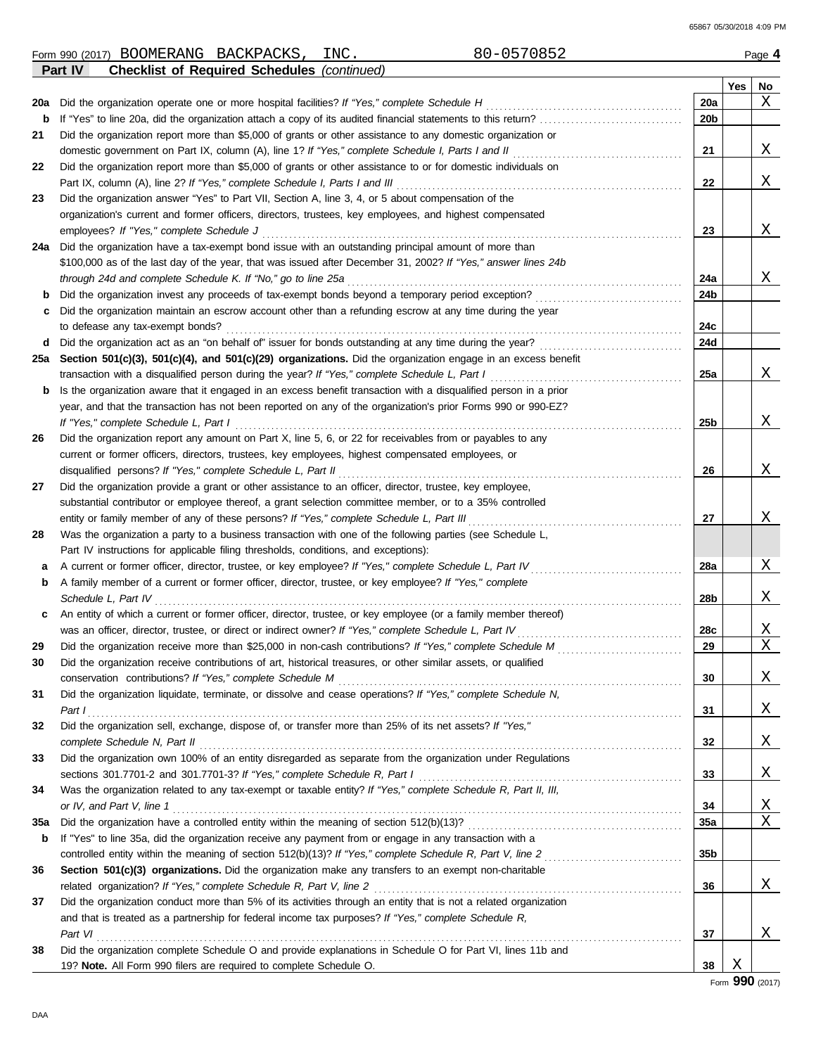Form 990 (2017) BOOMERANG BACKPACKS, INC. 80-0570852 Page **4**

**Part IV Checklist of Required Schedules** *(continued)*

| | | | Yes | No |
|---|---|---|---|---|
| **20a** | Did the organization operate one or more hospital facilities? *If "Yes," complete Schedule H* | **20a** | | X |
| **b** | If "Yes" to line 20a, did the organization attach a copy of its audited financial statements to this return? | **20b** | | |
| **21** | Did the organization report more than $5,000 of grants or other assistance to any domestic organization or domestic government on Part IX, column (A), line 1? *If "Yes," complete Schedule I, Parts I and II* | **21** | | X |
| **22** | Did the organization report more than $5,000 of grants or other assistance to or for domestic individuals on Part IX, column (A), line 2? *If "Yes," complete Schedule I, Parts I and III* | **22** | | X |
| **23** | Did the organization answer "Yes" to Part VII, Section A, line 3, 4, or 5 about compensation of the organization's current and former officers, directors, trustees, key employees, and highest compensated employees? *If "Yes," complete Schedule J* | **23** | | X |
| **24a** | Did the organization have a tax-exempt bond issue with an outstanding principal amount of more than $100,000 as of the last day of the year, that was issued after December 31, 2002? *If "Yes," answer lines 24b through 24d and complete Schedule K. If "No," go to line 25a* | **24a** | | X |
| **b** | Did the organization invest any proceeds of tax-exempt bonds beyond a temporary period exception? | **24b** | | |
| **c** | Did the organization maintain an escrow account other than a refunding escrow at any time during the year to defease any tax-exempt bonds? | **24c** | | |
| **d** | Did the organization act as an "on behalf of" issuer for bonds outstanding at any time during the year? | **24d** | | |
| **25a** | **Section 501(c)(3), 501(c)(4), and 501(c)(29) organizations.** Did the organization engage in an excess benefit transaction with a disqualified person during the year? *If "Yes," complete Schedule L, Part I* | **25a** | | X |
| **b** | Is the organization aware that it engaged in an excess benefit transaction with a disqualified person in a prior year, and that the transaction has not been reported on any of the organization's prior Forms 990 or 990-EZ? *If "Yes," complete Schedule L, Part I* | **25b** | | X |
| **26** | Did the organization report any amount on Part X, line 5, 6, or 22 for receivables from or payables to any current or former officers, directors, trustees, key employees, highest compensated employees, or disqualified persons? *If "Yes," complete Schedule L, Part II* | **26** | | X |
| **27** | Did the organization provide a grant or other assistance to an officer, director, trustee, key employee, substantial contributor or employee thereof, a grant selection committee member, or to a 35% controlled entity or family member of any of these persons? *If "Yes," complete Schedule L, Part III* | **27** | | X |
| **28** | Was the organization a party to a business transaction with one of the following parties (see Schedule L, Part IV instructions for applicable filing thresholds, conditions, and exceptions): | | | |
| **a** | A current or former officer, director, trustee, or key employee? *If "Yes," complete Schedule L, Part IV* | **28a** | | X |
| **b** | A family member of a current or former officer, director, trustee, or key employee? *If "Yes," complete Schedule L, Part IV* | **28b** | | X |
| **c** | An entity of which a current or former officer, director, trustee, or key employee (or a family member thereof) was an officer, director, trustee, or direct or indirect owner? *If "Yes," complete Schedule L, Part IV* | **28c** | | X |
| **29** | Did the organization receive more than $25,000 in non-cash contributions? *If "Yes," complete Schedule M* | **29** | | X |
| **30** | Did the organization receive contributions of art, historical treasures, or other similar assets, or qualified conservation contributions? *If "Yes," complete Schedule M* | **30** | | X |
| **31** | Did the organization liquidate, terminate, or dissolve and cease operations? *If "Yes," complete Schedule N, Part I* | **31** | | X |
| **32** | Did the organization sell, exchange, dispose of, or transfer more than 25% of its net assets? *If "Yes," complete Schedule N, Part II* | **32** | | X |
| **33** | Did the organization own 100% of an entity disregarded as separate from the organization under Regulations sections 301.7701-2 and 301.7701-3? *If "Yes," complete Schedule R, Part I* | **33** | | X |
| **34** | Was the organization related to any tax-exempt or taxable entity? *If "Yes," complete Schedule R, Part II, III, or IV, and Part V, line 1* | **34** | | X |
| **35a** | Did the organization have a controlled entity within the meaning of section 512(b)(13)? | **35a** | | X |
| **b** | If "Yes" to line 35a, did the organization receive any payment from or engage in any transaction with a controlled entity within the meaning of section 512(b)(13)? *If "Yes," complete Schedule R, Part V, line 2* | **35b** | | |
| **36** | **Section 501(c)(3) organizations.** Did the organization make any transfers to an exempt non-charitable related organization? *If "Yes," complete Schedule R, Part V, line 2* | **36** | | X |
| **37** | Did the organization conduct more than 5% of its activities through an entity that is not a related organization and that is treated as a partnership for federal income tax purposes? *If "Yes," complete Schedule R, Part VI* | **37** | | X |
| **38** | Did the organization complete Schedule O and provide explanations in Schedule O for Part VI, lines 11b and 19? **Note.** All Form 990 filers are required to complete Schedule O. | **38** | X | |

Form **990** (2017)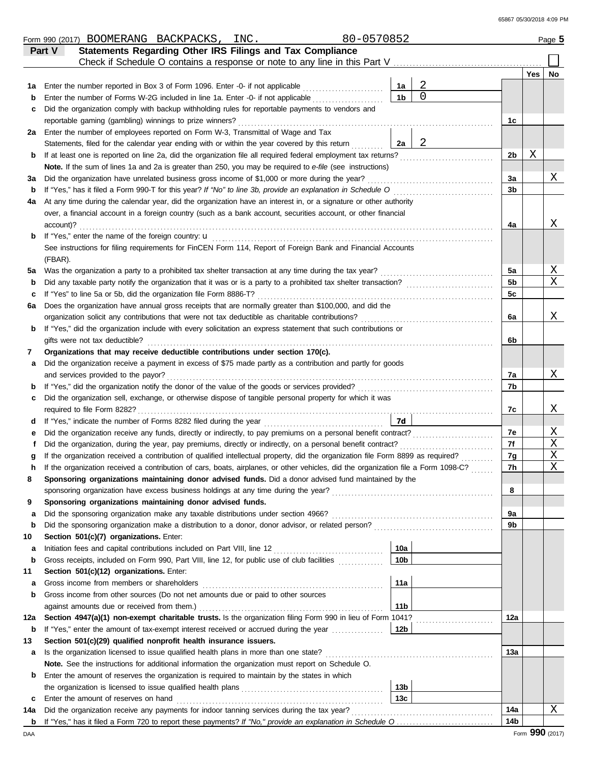Form 990 (2017) BOOMERANG BACKPACKS, INC. 80-0570852 Page **5**

## Part V Statements Regarding Other IRS Filings and Tax Compliance

Check if Schedule O contains a response or note to any line in this Part V ☐

| | | | | | Yes | No |
|---|---|---|---|---|---|---|
| **1a** | Enter the number reported in Box 3 of Form 1096. Enter -0- if not applicable | 1a | 2 | | | |
| **b** | Enter the number of Forms W-2G included in line 1a. Enter -0- if not applicable | 1b | 0 | | | |
| **c** | Did the organization comply with backup withholding rules for reportable payments to vendors and reportable gaming (gambling) winnings to prize winners? | | | 1c | | |
| **2a** | Enter the number of employees reported on Form W-3, Transmittal of Wage and Tax Statements, filed for the calendar year ending with or within the year covered by this return | 2a | 2 | | | |
| **b** | If at least one is reported on line 2a, did the organization file all required federal employment tax returns? | | | 2b | X | |
| | **Note.** If the sum of lines 1a and 2a is greater than 250, you may be required to *e-file* (see instructions) | | | | | |
| **3a** | Did the organization have unrelated business gross income of $1,000 or more during the year? | | | 3a | | X |
| **b** | If "Yes," has it filed a Form 990-T for this year? *If "No" to line 3b, provide an explanation in Schedule O* | | | 3b | | |
| **4a** | At any time during the calendar year, did the organization have an interest in, or a signature or other authority over, a financial account in a foreign country (such as a bank account, securities account, or other financial account)? | | | 4a | | X |
| **b** | If "Yes," enter the name of the foreign country: u | | | | | |
| | See instructions for filing requirements for FinCEN Form 114, Report of Foreign Bank and Financial Accounts (FBAR). | | | | | |
| **5a** | Was the organization a party to a prohibited tax shelter transaction at any time during the tax year? | | | 5a | | X |
| **b** | Did any taxable party notify the organization that it was or is a party to a prohibited tax shelter transaction? | | | 5b | | X |
| **c** | If "Yes" to line 5a or 5b, did the organization file Form 8886-T? | | | 5c | | |
| **6a** | Does the organization have annual gross receipts that are normally greater than $100,000, and did the organization solicit any contributions that were not tax deductible as charitable contributions? | | | 6a | | X |
| **b** | If "Yes," did the organization include with every solicitation an express statement that such contributions or gifts were not tax deductible? | | | 6b | | |
| **7** | **Organizations that may receive deductible contributions under section 170(c).** | | | | | |
| **a** | Did the organization receive a payment in excess of $75 made partly as a contribution and partly for goods and services provided to the payor? | | | 7a | | X |
| **b** | If "Yes," did the organization notify the donor of the value of the goods or services provided? | | | 7b | | |
| **c** | Did the organization sell, exchange, or otherwise dispose of tangible personal property for which it was required to file Form 8282? | | | 7c | | X |
| **d** | If "Yes," indicate the number of Forms 8282 filed during the year | 7d | | | | |
| **e** | Did the organization receive any funds, directly or indirectly, to pay premiums on a personal benefit contract? | | | 7e | | X |
| **f** | Did the organization, during the year, pay premiums, directly or indirectly, on a personal benefit contract? | | | 7f | | X |
| **g** | If the organization received a contribution of qualified intellectual property, did the organization file Form 8899 as required? | | | 7g | | X |
| **h** | If the organization received a contribution of cars, boats, airplanes, or other vehicles, did the organization file a Form 1098-C? | | | 7h | | X |
| **8** | **Sponsoring organizations maintaining donor advised funds.** Did a donor advised fund maintained by the sponsoring organization have excess business holdings at any time during the year? | | | 8 | | |
| **9** | **Sponsoring organizations maintaining donor advised funds.** | | | | | |
| **a** | Did the sponsoring organization make any taxable distributions under section 4966? | | | 9a | | |
| **b** | Did the sponsoring organization make a distribution to a donor, donor advisor, or related person? | | | 9b | | |
| **10** | **Section 501(c)(7) organizations.** Enter: | | | | | |
| **a** | Initiation fees and capital contributions included on Part VIII, line 12 | 10a | | | | |
| **b** | Gross receipts, included on Form 990, Part VIII, line 12, for public use of club facilities | 10b | | | | |
| **11** | **Section 501(c)(12) organizations.** Enter: | | | | | |
| **a** | Gross income from members or shareholders | 11a | | | | |
| **b** | Gross income from other sources (Do not net amounts due or paid to other sources against amounts due or received from them.) | 11b | | | | |
| **12a** | **Section 4947(a)(1) non-exempt charitable trusts.** Is the organization filing Form 990 in lieu of Form 1041? | | | 12a | | |
| **b** | If "Yes," enter the amount of tax-exempt interest received or accrued during the year | 12b | | | | |
| **13** | **Section 501(c)(29) qualified nonprofit health insurance issuers.** | | | | | |
| **a** | Is the organization licensed to issue qualified health plans in more than one state? | | | 13a | | |
| | **Note.** See the instructions for additional information the organization must report on Schedule O. | | | | | |
| **b** | Enter the amount of reserves the organization is required to maintain by the states in which the organization is licensed to issue qualified health plans | 13b | | | | |
| **c** | Enter the amount of reserves on hand | 13c | | | | |
| **14a** | Did the organization receive any payments for indoor tanning services during the tax year? | | | 14a | | X |
| **b** | If "Yes," has it filed a Form 720 to report these payments? *If "No," provide an explanation in Schedule O* | | | 14b | | |

Form **990** (2017)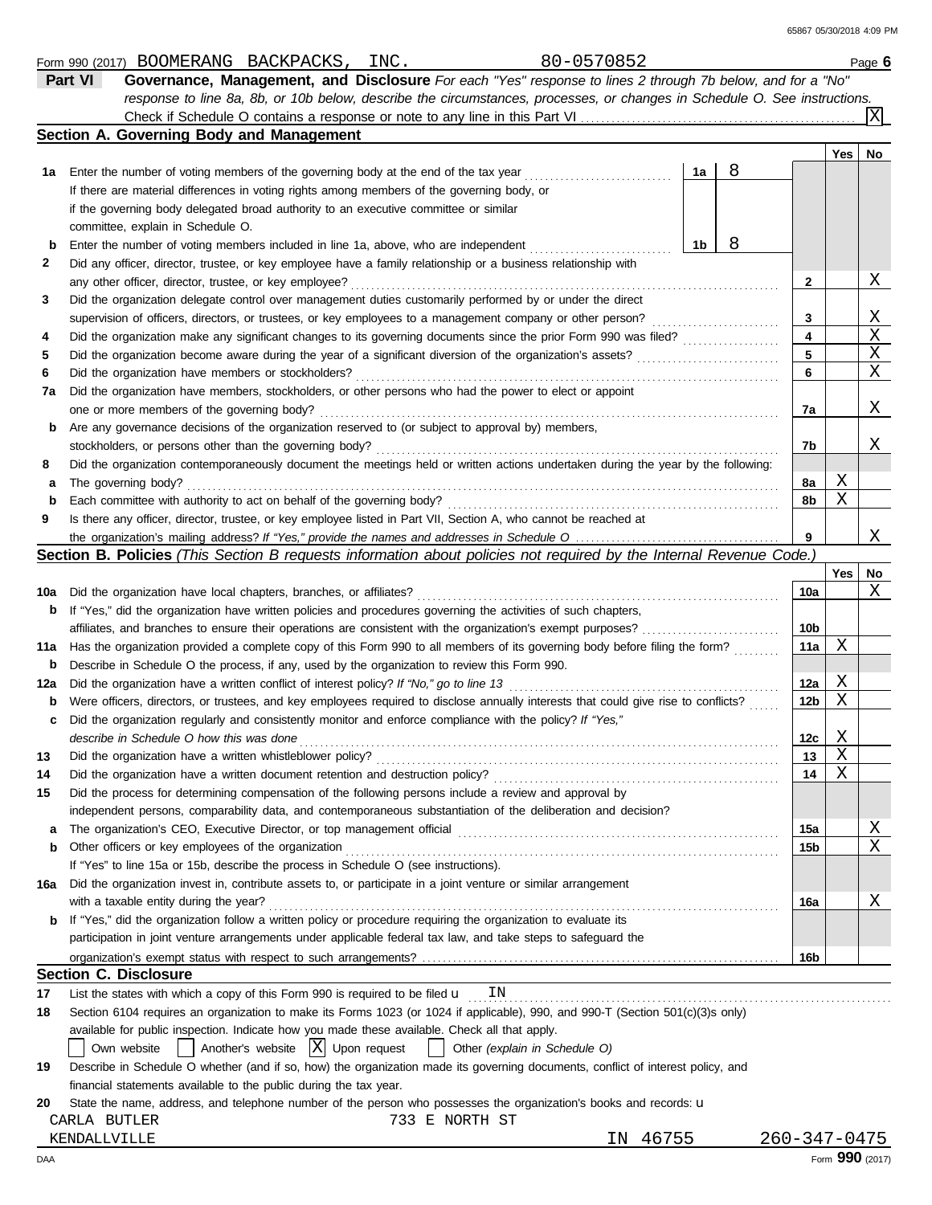Form 990 (2017) BOOMERANG BACKPACKS, INC. 80-0570852 Page **6**

## Part VI Governance, Management, and Disclosure

*For each "Yes" response to lines 2 through 7b below, and for a "No" response to line 8a, 8b, or 10b below, describe the circumstances, processes, or changes in Schedule O. See instructions.*

Check if Schedule O contains a response or note to any line in this Part VI ... [X]

### Section A. Governing Body and Management

| | | | Yes | No |
|---|---|---|---|---|
| **1a** | Enter the number of voting members of the governing body at the end of the tax year ... **1a** 8 | | | |
| | If there are material differences in voting rights among members of the governing body, or if the governing body delegated broad authority to an executive committee or similar committee, explain in Schedule O. | | | |
| **b** | Enter the number of voting members included in line 1a, above, who are independent ... **1b** 8 | | | |
| **2** | Did any officer, director, trustee, or key employee have a family relationship or a business relationship with any other officer, director, trustee, or key employee? | **2** | | X |
| **3** | Did the organization delegate control over management duties customarily performed by or under the direct supervision of officers, directors, or trustees, or key employees to a management company or other person? | **3** | | X |
| **4** | Did the organization make any significant changes to its governing documents since the prior Form 990 was filed? | **4** | | X |
| **5** | Did the organization become aware during the year of a significant diversion of the organization's assets? | **5** | | X |
| **6** | Did the organization have members or stockholders? | **6** | | X |
| **7a** | Did the organization have members, stockholders, or other persons who had the power to elect or appoint one or more members of the governing body? | **7a** | | X |
| **b** | Are any governance decisions of the organization reserved to (or subject to approval by) members, stockholders, or persons other than the governing body? | **7b** | | X |
| **8** | Did the organization contemporaneously document the meetings held or written actions undertaken during the year by the following: | | | |
| **a** | The governing body? | **8a** | X | |
| **b** | Each committee with authority to act on behalf of the governing body? | **8b** | X | |
| **9** | Is there any officer, director, trustee, or key employee listed in Part VII, Section A, who cannot be reached at the organization's mailing address? *If "Yes," provide the names and addresses in Schedule O* | **9** | | X |

### Section B. Policies *(This Section B requests information about policies not required by the Internal Revenue Code.)*

| | | | Yes | No |
|---|---|---|---|---|
| **10a** | Did the organization have local chapters, branches, or affiliates? | **10a** | | X |
| **b** | If "Yes," did the organization have written policies and procedures governing the activities of such chapters, affiliates, and branches to ensure their operations are consistent with the organization's exempt purposes? | **10b** | | |
| **11a** | Has the organization provided a complete copy of this Form 990 to all members of its governing body before filing the form? | **11a** | X | |
| **b** | Describe in Schedule O the process, if any, used by the organization to review this Form 990. | | | |
| **12a** | Did the organization have a written conflict of interest policy? *If "No," go to line 13* | **12a** | X | |
| **b** | Were officers, directors, or trustees, and key employees required to disclose annually interests that could give rise to conflicts? | **12b** | X | |
| **c** | Did the organization regularly and consistently monitor and enforce compliance with the policy? *If "Yes," describe in Schedule O how this was done* | **12c** | X | |
| **13** | Did the organization have a written whistleblower policy? | **13** | X | |
| **14** | Did the organization have a written document retention and destruction policy? | **14** | X | |
| **15** | Did the process for determining compensation of the following persons include a review and approval by independent persons, comparability data, and contemporaneous substantiation of the deliberation and decision? | | | |
| **a** | The organization's CEO, Executive Director, or top management official | **15a** | | X |
| **b** | Other officers or key employees of the organization | **15b** | | X |
| | If "Yes" to line 15a or 15b, describe the process in Schedule O (see instructions). | | | |
| **16a** | Did the organization invest in, contribute assets to, or participate in a joint venture or similar arrangement with a taxable entity during the year? | **16a** | | X |
| **b** | If "Yes," did the organization follow a written policy or procedure requiring the organization to evaluate its participation in joint venture arrangements under applicable federal tax law, and take steps to safeguard the organization's exempt status with respect to such arrangements? | **16b** | | |

### Section C. Disclosure

**17** List the states with which a copy of this Form 990 is required to be filed u IN

**18** Section 6104 requires an organization to make its Forms 1023 (or 1024 if applicable), 990, and 990-T (Section 501(c)(3)s only) available for public inspection. Indicate how you made these available. Check all that apply.

[ ] Own website [ ] Another's website [X] Upon request [ ] Other *(explain in Schedule O)*

**19** Describe in Schedule O whether (and if so, how) the organization made its governing documents, conflict of interest policy, and financial statements available to the public during the tax year.

**20** State the name, address, and telephone number of the person who possesses the organization's books and records: u

CARLA BUTLER 733 E NORTH ST
KENDALLVILLE IN 46755 260-347-0475

DAA Form **990** (2017)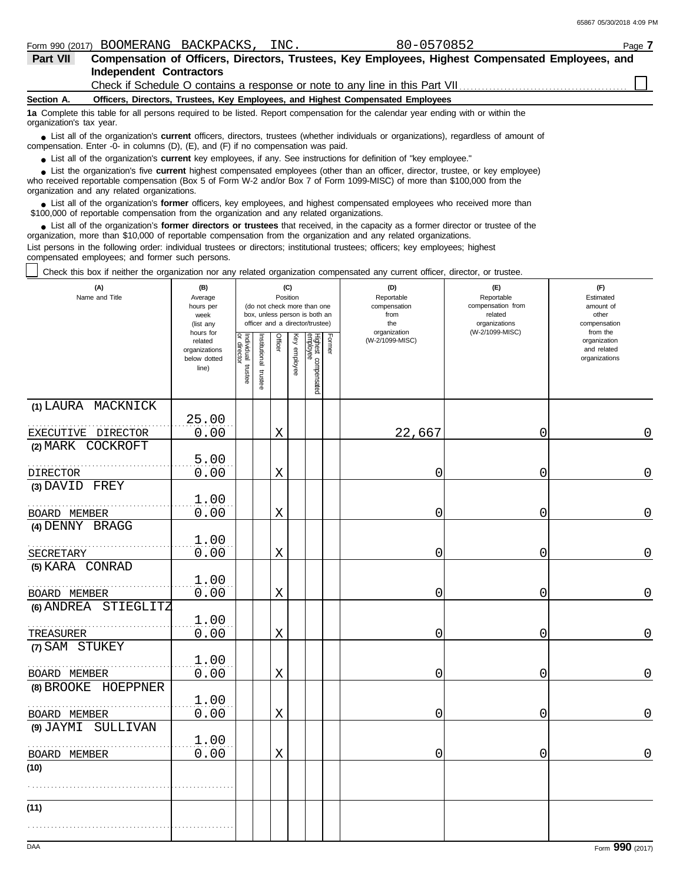Form 990 (2017) BOOMERANG BACKPACKS, INC. 80-0570852 Page **7**

## Part VII Compensation of Officers, Directors, Trustees, Key Employees, Highest Compensated Employees, and Independent Contractors

Check if Schedule O contains a response or note to any line in this Part VII . . . . . . . . . . . . . . . . . . . . . . . . . . . . . . . . . . . . . . . ☐

**Section A. Officers, Directors, Trustees, Key Employees, and Highest Compensated Employees**

**1a** Complete this table for all persons required to be listed. Report compensation for the calendar year ending with or within the organization's tax year.

- List all of the organization's **current** officers, directors, trustees (whether individuals or organizations), regardless of amount of compensation. Enter -0- in columns (D), (E), and (F) if no compensation was paid.
- List all of the organization's **current** key employees, if any. See instructions for definition of "key employee."
- List the organization's five **current** highest compensated employees (other than an officer, director, trustee, or key employee) who received reportable compensation (Box 5 of Form W-2 and/or Box 7 of Form 1099-MISC) of more than $100,000 from the organization and any related organizations.
- List all of the organization's **former** officers, key employees, and highest compensated employees who received more than $100,000 of reportable compensation from the organization and any related organizations.
- List all of the organization's **former directors or trustees** that received, in the capacity as a former director or trustee of the organization, more than $10,000 of reportable compensation from the organization and any related organizations.

List persons in the following order: individual trustees or directors; institutional trustees; officers; key employees; highest compensated employees; and former such persons.

☐ Check this box if neither the organization nor any related organization compensated any current officer, director, or trustee.

| (A) Name and Title | (B) Average hours per week (list any hours for related organizations below dotted line) | (C) Position (do not check more than one box, unless person is both an officer and a director/trustee): Individual trustee or director | Institutional trustee | Officer | Key employee | Highest compensated employee | Former | (D) Reportable compensation from the organization (W-2/1099-MISC) | (E) Reportable compensation from related organizations (W-2/1099-MISC) | (F) Estimated amount of other compensation from the organization and related organizations |
|---|---|---|---|---|---|---|---|---|---|---|
| (1) LAURA MACKNICK<br>EXECUTIVE DIRECTOR | 25.00<br>0.00 | | | X | | | | 22,667 | 0 | 0 |
| (2) MARK COCKROFT<br>DIRECTOR | 5.00<br>0.00 | | | X | | | | 0 | 0 | 0 |
| (3) DAVID FREY<br>BOARD MEMBER | 1.00<br>0.00 | | | X | | | | 0 | 0 | 0 |
| (4) DENNY BRAGG<br>SECRETARY | 1.00<br>0.00 | | | X | | | | 0 | 0 | 0 |
| (5) KARA CONRAD<br>BOARD MEMBER | 1.00<br>0.00 | | | X | | | | 0 | 0 | 0 |
| (6) ANDREA STIEGLITZ<br>TREASURER | 1.00<br>0.00 | | | X | | | | 0 | 0 | 0 |
| (7) SAM STUKEY<br>BOARD MEMBER | 1.00<br>0.00 | | | X | | | | 0 | 0 | 0 |
| (8) BROOKE HOEPPNER<br>BOARD MEMBER | 1.00<br>0.00 | | | X | | | | 0 | 0 | 0 |
| (9) JAYMI SULLIVAN<br>BOARD MEMBER | 1.00<br>0.00 | | | X | | | | 0 | 0 | 0 |
| (10) | | | | | | | | | | |
| (11) | | | | | | | | | | |

Form **990** (2017)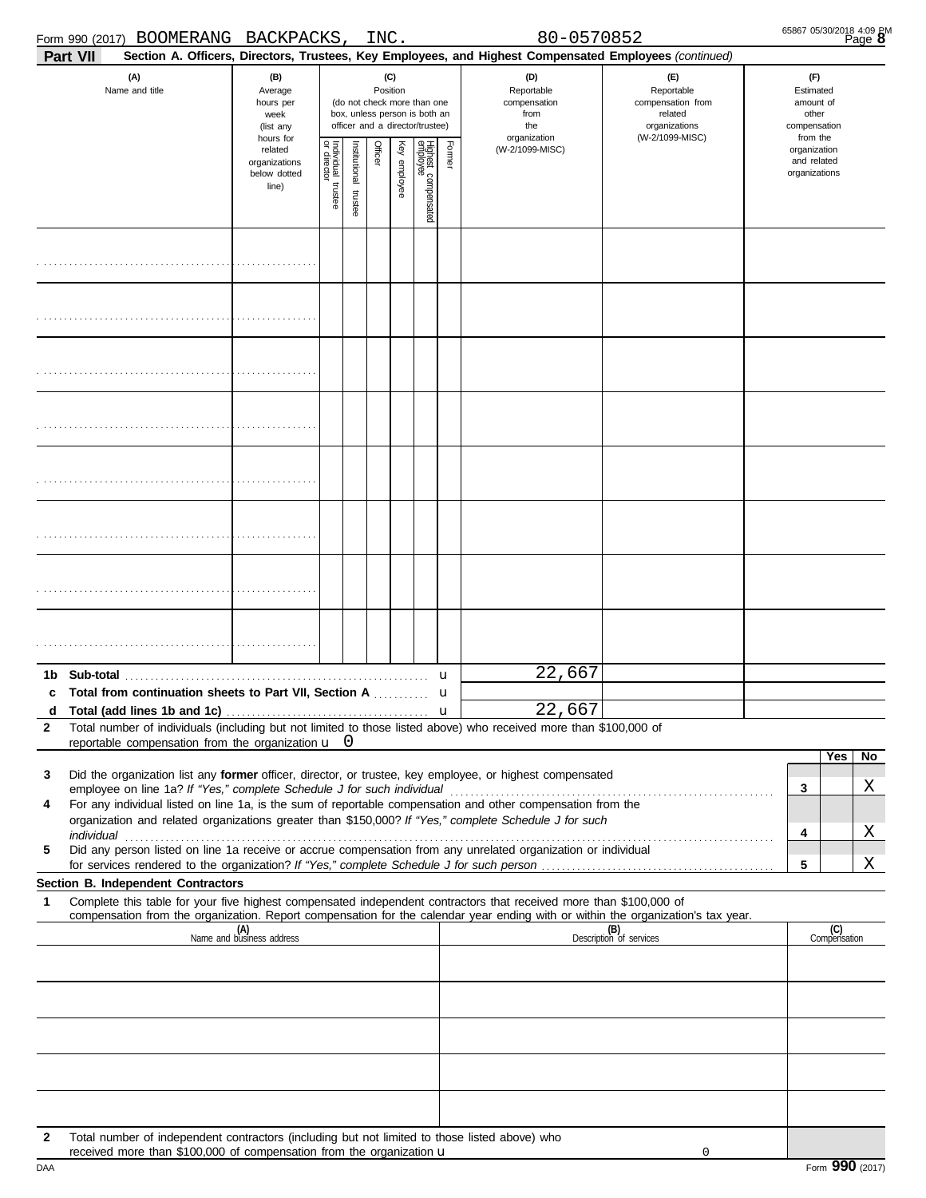Form 990 (2017) BOOMERANG BACKPACKS, INC. 80-0570852 Page 8

**Part VII** **Section A. Officers, Directors, Trustees, Key Employees, and Highest Compensated Employees** *(continued)*

| (A) Name and title | (B) Average hours per week (list any hours for related organizations below dotted line) | (C) Position (do not check more than one box, unless person is both an officer and a director/trustee) | | | | | | (D) Reportable compensation from the organization (W-2/1099-MISC) | (E) Reportable compensation from related organizations (W-2/1099-MISC) | (F) Estimated amount of other compensation from the organization and related organizations |
|---|---|---|---|---|---|---|---|---|---|---|
| | | Individual trustee or director | Institutional trustee | Officer | Key employee | Highest compensated employee | Former | | | |
| | | | | | | | | | | |
| | | | | | | | | | | |
| | | | | | | | | | | |
| | | | | | | | | | | |
| | | | | | | | | | | |
| | | | | | | | | | | |
| | | | | | | | | | | |
| | | | | | | | | | | |

| | | (D) | (E) | (F) |
|---|---|---|---|---|
| 1b | Sub-total | 22,667 | | |
| c | Total from continuation sheets to Part VII, Section A | | | |
| d | Total (add lines 1b and 1c) | 22,667 | | |

2 Total number of individuals (including but not limited to those listed above) who received more than $100,000 of reportable compensation from the organization u 0

| | | | Yes | No |
|---|---|---|---|---|
| 3 | Did the organization list any **former** officer, director, or trustee, key employee, or highest compensated employee on line 1a? *If "Yes," complete Schedule J for such individual* | 3 | | X |
| 4 | For any individual listed on line 1a, is the sum of reportable compensation and other compensation from the organization and related organizations greater than $150,000? *If "Yes," complete Schedule J for such individual* | 4 | | X |
| 5 | Did any person listed on line 1a receive or accrue compensation from any unrelated organization or individual for services rendered to the organization? *If "Yes," complete Schedule J for such person* | 5 | | X |

**Section B. Independent Contractors**

1 Complete this table for your five highest compensated independent contractors that received more than $100,000 of compensation from the organization. Report compensation for the calendar year ending with or within the organization's tax year.

| (A) Name and business address | (B) Description of services | (C) Compensation |
|---|---|---|
| | | |
| | | |
| | | |
| | | |
| | | |

2 Total number of independent contractors (including but not limited to those listed above) who received more than $100,000 of compensation from the organization u 0

Form **990** (2017)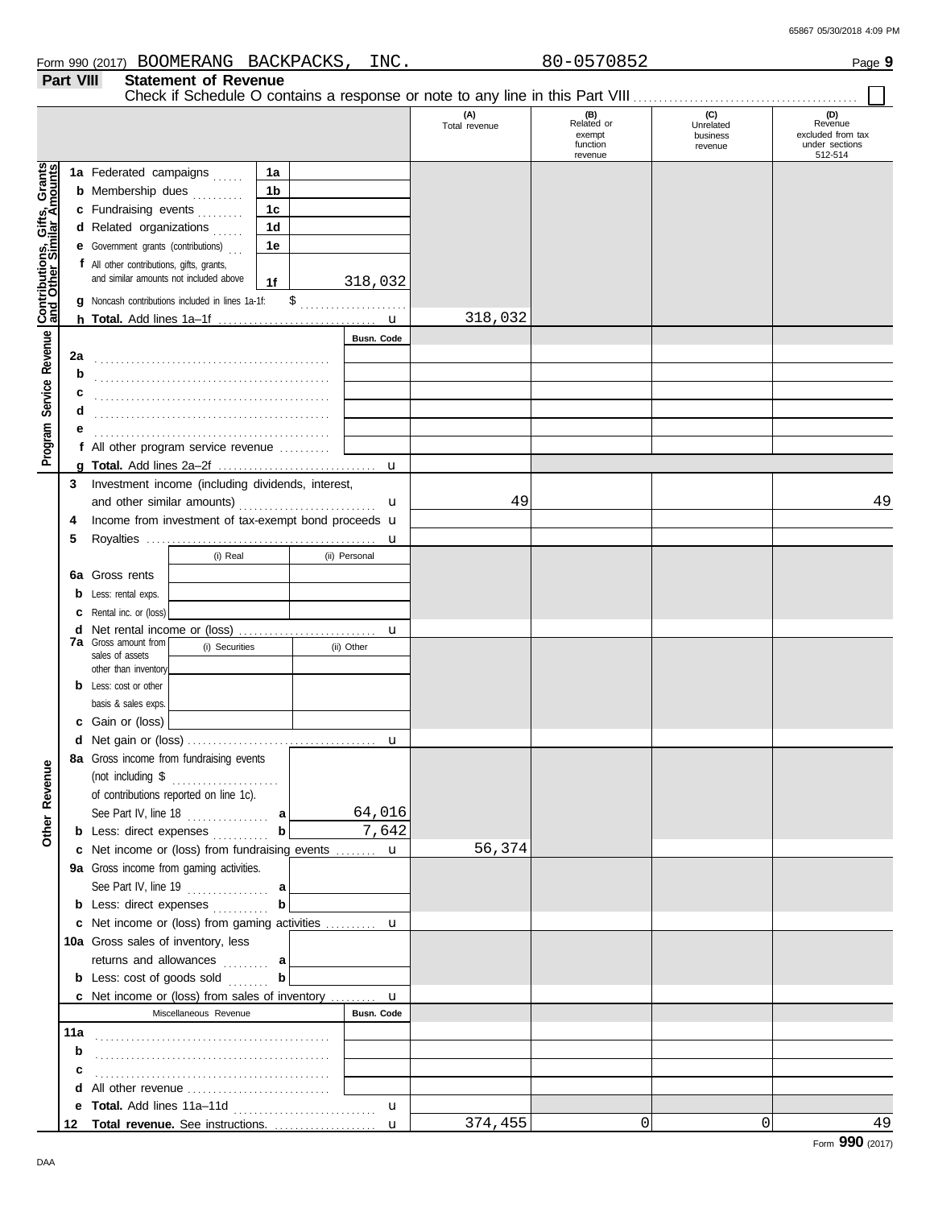Form 990 (2017) BOOMERANG BACKPACKS, INC. 80-0570852 Page 9

## Part VIII Statement of Revenue

Check if Schedule O contains a response or note to any line in this Part VIII ☐

| | | | (A) Total revenue | (B) Related or exempt function revenue | (C) Unrelated business revenue | (D) Revenue excluded from tax under sections 512-514 |
|---|---|---|---|---|---|---|
| **Contributions, Gifts, Grants and Other Similar Amounts** | 1a Federated campaigns | 1a | | | | |
| | b Membership dues | 1b | | | | |
| | c Fundraising events | 1c | | | | |
| | d Related organizations | 1d | | | | |
| | e Government grants (contributions) | 1e | | | | |
| | f All other contributions, gifts, grants, and similar amounts not included above | 1f 318,032 | | | | |
| | g Noncash contributions included in lines 1a-1f: $ | | | | | |
| | h **Total.** Add lines 1a–1f | | 318,032 | | | |
| **Program Service Revenue** | | Busn. Code | | | | |
| | 2a | | | | | |
| | b | | | | | |
| | c | | | | | |
| | d | | | | | |
| | e | | | | | |
| | f All other program service revenue | | | | | |
| | g **Total.** Add lines 2a–2f | | | | | |
| **Other Revenue** | 3 Investment income (including dividends, interest, and other similar amounts) | | 49 | | | 49 |
| | 4 Income from investment of tax-exempt bond proceeds | | | | | |
| | 5 Royalties | | | | | |
| | | (i) Real / (ii) Personal | | | | |
| | 6a Gross rents | | | | | |
| | b Less: rental exps. | | | | | |
| | c Rental inc. or (loss) | | | | | |
| | d Net rental income or (loss) | | | | | |
| | 7a Gross amount from sales of assets other than inventory | (i) Securities / (ii) Other | | | | |
| | b Less: cost or other basis & sales exps. | | | | | |
| | c Gain or (loss) | | | | | |
| | d Net gain or (loss) | | | | | |
| | 8a Gross income from fundraising events (not including $ of contributions reported on line 1c). See Part IV, line 18 | a 64,016 | | | | |
| | b Less: direct expenses | b 7,642 | | | | |
| | c Net income or (loss) from fundraising events | | 56,374 | | | |
| | 9a Gross income from gaming activities. See Part IV, line 19 | a | | | | |
| | b Less: direct expenses | b | | | | |
| | c Net income or (loss) from gaming activities | | | | | |
| | 10a Gross sales of inventory, less returns and allowances | a | | | | |
| | b Less: cost of goods sold | b | | | | |
| | c Net income or (loss) from sales of inventory | | | | | |
| | Miscellaneous Revenue | Busn. Code | | | | |
| | 11a | | | | | |
| | b | | | | | |
| | c | | | | | |
| | d All other revenue | | | | | |
| | e **Total.** Add lines 11a–11d | | | | | |
| | 12 **Total revenue.** See instructions. | | 374,455 | 0 | 0 | 49 |

Form **990** (2017)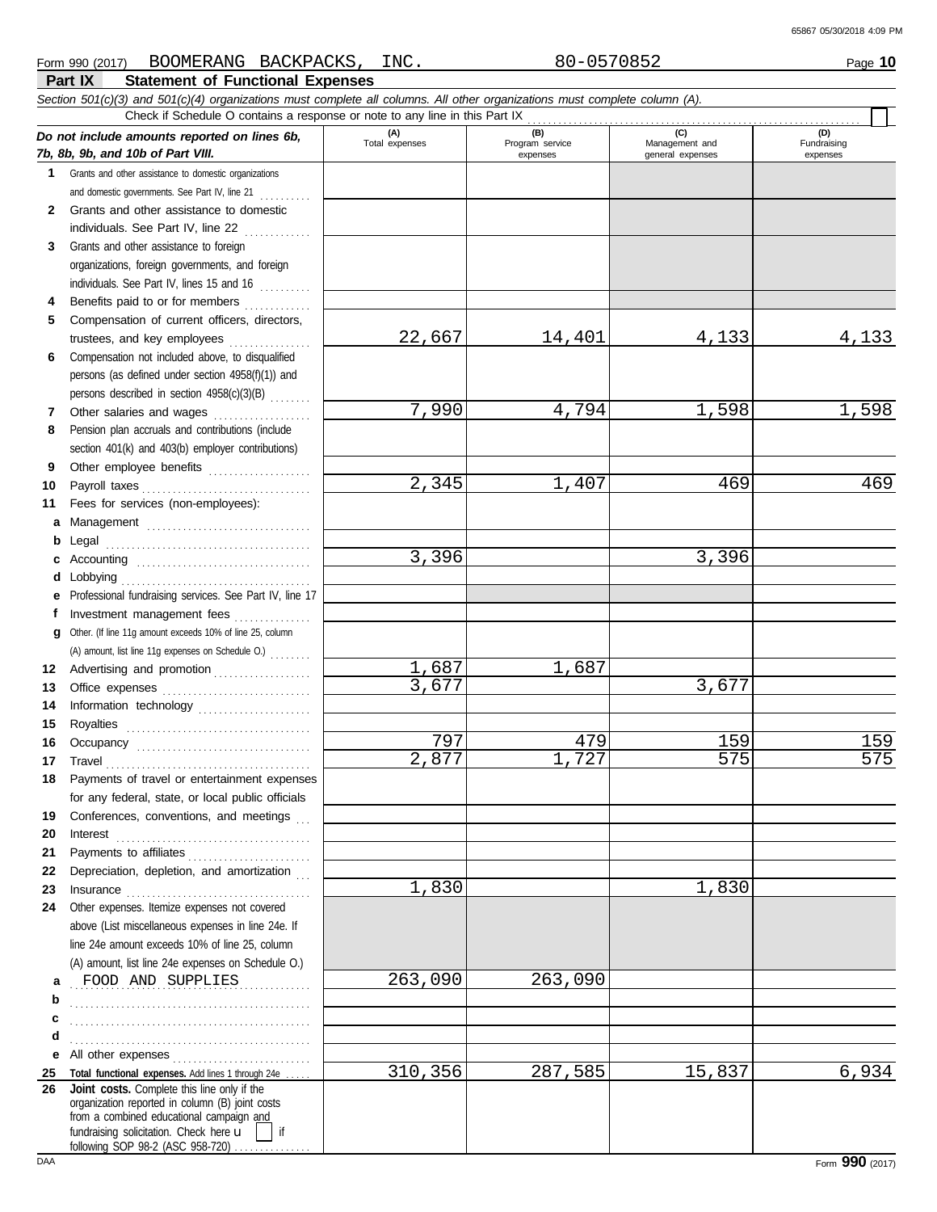Form 990 (2017) BOOMERANG BACKPACKS, INC. 80-0570852 Page **10**

## Part IX Statement of Functional Expenses

*Section 501(c)(3) and 501(c)(4) organizations must complete all columns. All other organizations must complete column (A).*

Check if Schedule O contains a response or note to any line in this Part IX

| *Do not include amounts reported on lines 6b, 7b, 8b, 9b, and 10b of Part VIII.* | (A) Total expenses | (B) Program service expenses | (C) Management and general expenses | (D) Fundraising expenses |
|---|---|---|---|---|
| **1** Grants and other assistance to domestic organizations and domestic governments. See Part IV, line 21 | | | | |
| **2** Grants and other assistance to domestic individuals. See Part IV, line 22 | | | | |
| **3** Grants and other assistance to foreign organizations, foreign governments, and foreign individuals. See Part IV, lines 15 and 16 | | | | |
| **4** Benefits paid to or for members | | | | |
| **5** Compensation of current officers, directors, trustees, and key employees | 22,667 | 14,401 | 4,133 | 4,133 |
| **6** Compensation not included above, to disqualified persons (as defined under section 4958(f)(1)) and persons described in section 4958(c)(3)(B) | | | | |
| **7** Other salaries and wages | 7,990 | 4,794 | 1,598 | 1,598 |
| **8** Pension plan accruals and contributions (include section 401(k) and 403(b) employer contributions) | | | | |
| **9** Other employee benefits | | | | |
| **10** Payroll taxes | 2,345 | 1,407 | 469 | 469 |
| **11** Fees for services (non-employees): | | | | |
| **a** Management | | | | |
| **b** Legal | | | | |
| **c** Accounting | 3,396 | | 3,396 | |
| **d** Lobbying | | | | |
| **e** Professional fundraising services. See Part IV, line 17 | | | | |
| **f** Investment management fees | | | | |
| **g** Other. (If line 11g amount exceeds 10% of line 25, column (A) amount, list line 11g expenses on Schedule O.) | | | | |
| **12** Advertising and promotion | 1,687 | 1,687 | | |
| **13** Office expenses | 3,677 | | 3,677 | |
| **14** Information technology | | | | |
| **15** Royalties | | | | |
| **16** Occupancy | 797 | 479 | 159 | 159 |
| **17** Travel | 2,877 | 1,727 | 575 | 575 |
| **18** Payments of travel or entertainment expenses for any federal, state, or local public officials | | | | |
| **19** Conferences, conventions, and meetings | | | | |
| **20** Interest | | | | |
| **21** Payments to affiliates | | | | |
| **22** Depreciation, depletion, and amortization | | | | |
| **23** Insurance | 1,830 | | 1,830 | |
| **24** Other expenses. Itemize expenses not covered above (List miscellaneous expenses in line 24e. If line 24e amount exceeds 10% of line 25, column (A) amount, list line 24e expenses on Schedule O.) | | | | |
| **a** FOOD AND SUPPLIES | 263,090 | 263,090 | | |
| **b** | | | | |
| **c** | | | | |
| **d** | | | | |
| **e** All other expenses | | | | |
| **25 Total functional expenses.** Add lines 1 through 24e | 310,356 | 287,585 | 15,837 | 6,934 |
| **26 Joint costs.** Complete this line only if the organization reported in column (B) joint costs from a combined educational campaign and fundraising solicitation. Check here ☐ if following SOP 98-2 (ASC 958-720) | | | | |

Form **990** (2017)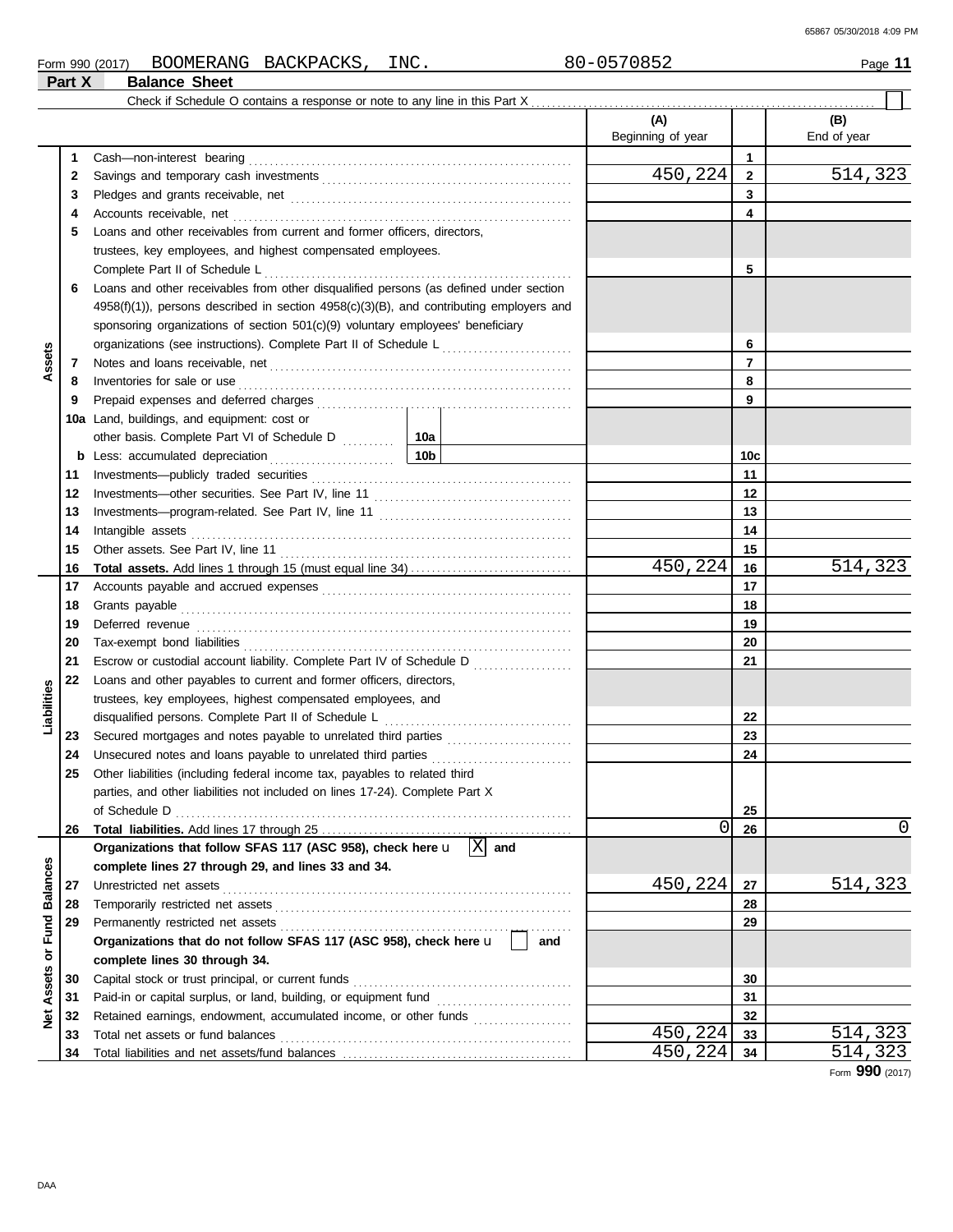Form 990 (2017) BOOMERANG BACKPACKS, INC. 80-0570852 Page **11**

## Part X Balance Sheet

Check if Schedule O contains a response or note to any line in this Part X ☐

| | | | (A) Beginning of year | | (B) End of year |
|---|---|---|---|---|---|
| **Assets** | 1 | Cash—non-interest bearing | | 1 | |
| | 2 | Savings and temporary cash investments | 450,224 | 2 | 514,323 |
| | 3 | Pledges and grants receivable, net | | 3 | |
| | 4 | Accounts receivable, net | | 4 | |
| | 5 | Loans and other receivables from current and former officers, directors, trustees, key employees, and highest compensated employees. Complete Part II of Schedule L | | 5 | |
| | 6 | Loans and other receivables from other disqualified persons (as defined under section 4958(f)(1)), persons described in section 4958(c)(3)(B), and contributing employers and sponsoring organizations of section 501(c)(9) voluntary employees' beneficiary organizations (see instructions). Complete Part II of Schedule L | | 6 | |
| | 7 | Notes and loans receivable, net | | 7 | |
| | 8 | Inventories for sale or use | | 8 | |
| | 9 | Prepaid expenses and deferred charges | | 9 | |
| | 10a | Land, buildings, and equipment: cost or other basis. Complete Part VI of Schedule D — 10a | | | |
| | b | Less: accumulated depreciation — 10b | | 10c | |
| | 11 | Investments—publicly traded securities | | 11 | |
| | 12 | Investments—other securities. See Part IV, line 11 | | 12 | |
| | 13 | Investments—program-related. See Part IV, line 11 | | 13 | |
| | 14 | Intangible assets | | 14 | |
| | 15 | Other assets. See Part IV, line 11 | | 15 | |
| | 16 | **Total assets.** Add lines 1 through 15 (must equal line 34) | 450,224 | 16 | 514,323 |
| **Liabilities** | 17 | Accounts payable and accrued expenses | | 17 | |
| | 18 | Grants payable | | 18 | |
| | 19 | Deferred revenue | | 19 | |
| | 20 | Tax-exempt bond liabilities | | 20 | |
| | 21 | Escrow or custodial account liability. Complete Part IV of Schedule D | | 21 | |
| | 22 | Loans and other payables to current and former officers, directors, trustees, key employees, highest compensated employees, and disqualified persons. Complete Part II of Schedule L | | 22 | |
| | 23 | Secured mortgages and notes payable to unrelated third parties | | 23 | |
| | 24 | Unsecured notes and loans payable to unrelated third parties | | 24 | |
| | 25 | Other liabilities (including federal income tax, payables to related third parties, and other liabilities not included on lines 17-24). Complete Part X of Schedule D | | 25 | |
| | 26 | **Total liabilities.** Add lines 17 through 25 | 0 | 26 | 0 |
| **Net Assets or Fund Balances** | | **Organizations that follow SFAS 117 (ASC 958), check here** ☒ **and complete lines 27 through 29, and lines 33 and 34.** | | | |
| | 27 | Unrestricted net assets | 450,224 | 27 | 514,323 |
| | 28 | Temporarily restricted net assets | | 28 | |
| | 29 | Permanently restricted net assets | | 29 | |
| | | **Organizations that do not follow SFAS 117 (ASC 958), check here** ☐ **and complete lines 30 through 34.** | | | |
| | 30 | Capital stock or trust principal, or current funds | | 30 | |
| | 31 | Paid-in or capital surplus, or land, building, or equipment fund | | 31 | |
| | 32 | Retained earnings, endowment, accumulated income, or other funds | | 32 | |
| | 33 | Total net assets or fund balances | 450,224 | 33 | 514,323 |
| | 34 | Total liabilities and net assets/fund balances | 450,224 | 34 | 514,323 |

Form **990** (2017)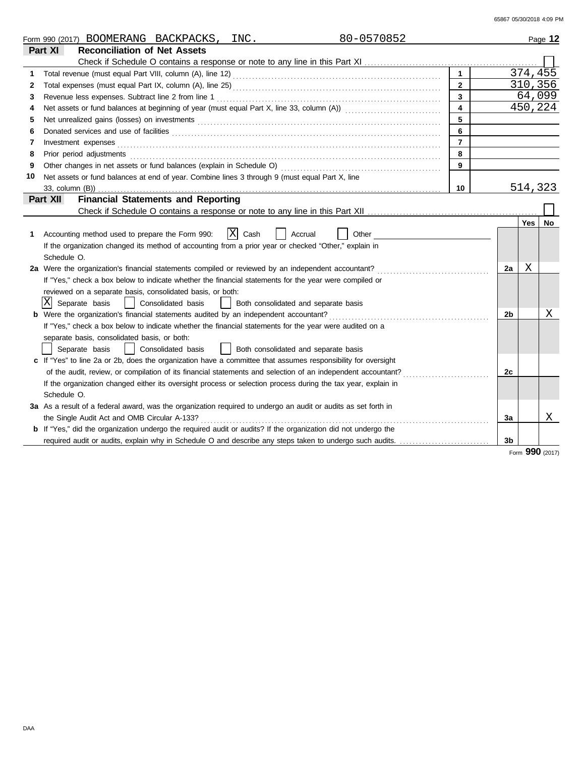Form 990 (2017) BOOMERANG BACKPACKS, INC. 80-0570852 Page **12**

## Part XI Reconciliation of Net Assets

Check if Schedule O contains a response or note to any line in this Part XI ☐

| | | Line | Amount |
|---|---|---|---|
| 1 | Total revenue (must equal Part VIII, column (A), line 12) | 1 | 374,455 |
| 2 | Total expenses (must equal Part IX, column (A), line 25) | 2 | 310,356 |
| 3 | Revenue less expenses. Subtract line 2 from line 1 | 3 | 64,099 |
| 4 | Net assets or fund balances at beginning of year (must equal Part X, line 33, column (A)) | 4 | 450,224 |
| 5 | Net unrealized gains (losses) on investments | 5 | |
| 6 | Donated services and use of facilities | 6 | |
| 7 | Investment expenses | 7 | |
| 8 | Prior period adjustments | 8 | |
| 9 | Other changes in net assets or fund balances (explain in Schedule O) | 9 | |
| 10 | Net assets or fund balances at end of year. Combine lines 3 through 9 (must equal Part X, line 33, column (B)) | 10 | 514,323 |

## Part XII Financial Statements and Reporting

Check if Schedule O contains a response or note to any line in this Part XII ☐

| | | | Yes | No |
|---|---|---|---|---|
| 1 | Accounting method used to prepare the Form 990: ☒ Cash ☐ Accrual ☐ Other | | | |
| | If the organization changed its method of accounting from a prior year or checked "Other," explain in Schedule O. | | | |
| 2a | Were the organization's financial statements compiled or reviewed by an independent accountant? | 2a | X | |
| | If "Yes," check a box below to indicate whether the financial statements for the year were compiled or reviewed on a separate basis, consolidated basis, or both: ☒ Separate basis ☐ Consolidated basis ☐ Both consolidated and separate basis | | | |
| b | Were the organization's financial statements audited by an independent accountant? | 2b | | X |
| | If "Yes," check a box below to indicate whether the financial statements for the year were audited on a separate basis, consolidated basis, or both: ☐ Separate basis ☐ Consolidated basis ☐ Both consolidated and separate basis | | | |
| c | If "Yes" to line 2a or 2b, does the organization have a committee that assumes responsibility for oversight of the audit, review, or compilation of its financial statements and selection of an independent accountant? | 2c | | |
| | If the organization changed either its oversight process or selection process during the tax year, explain in Schedule O. | | | |
| 3a | As a result of a federal award, was the organization required to undergo an audit or audits as set forth in the Single Audit Act and OMB Circular A-133? | 3a | | X |
| b | If "Yes," did the organization undergo the required audit or audits? If the organization did not undergo the required audit or audits, explain why in Schedule O and describe any steps taken to undergo such audits. | 3b | | |

Form **990** (2017)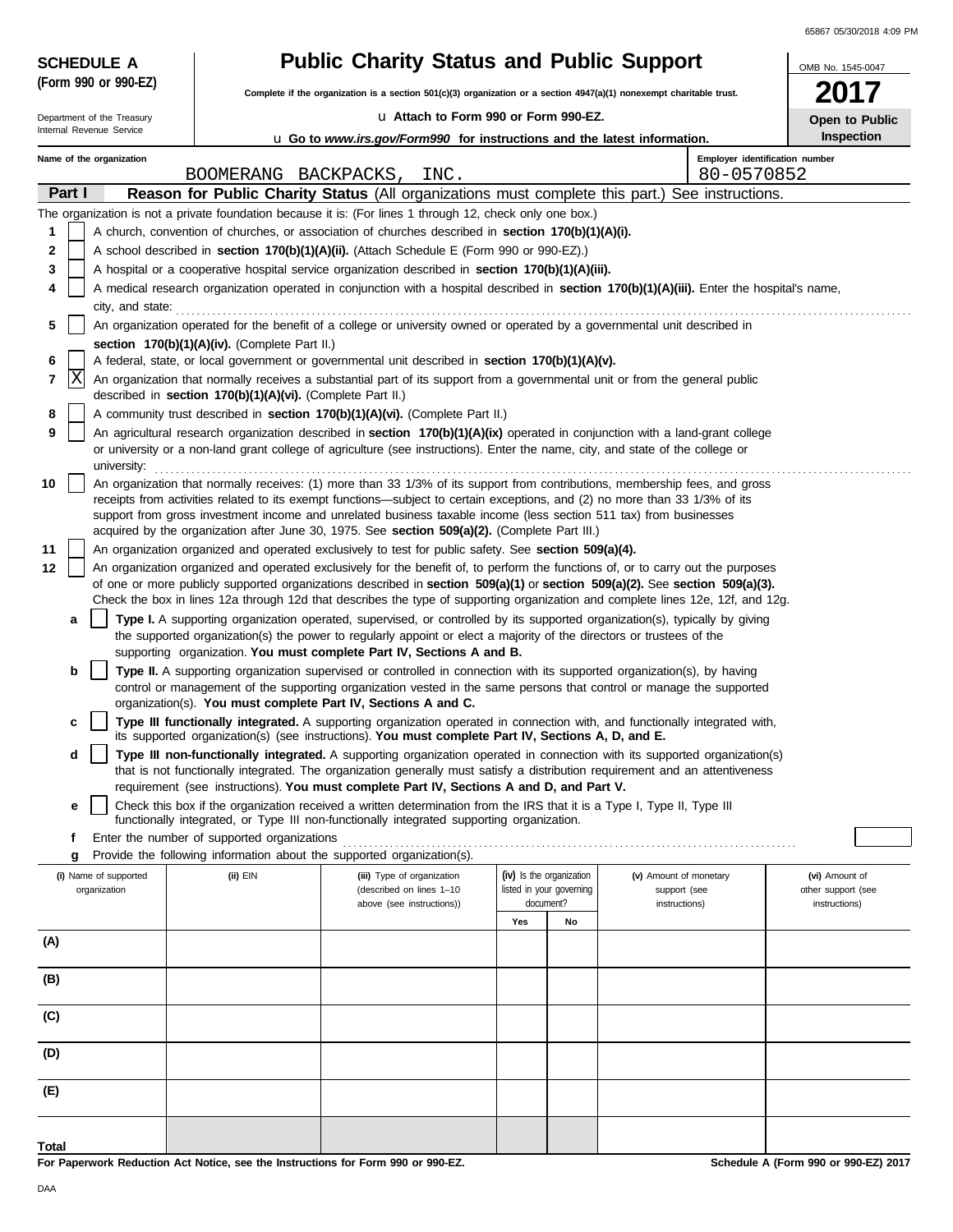**SCHEDULE A**
**(Form 990 or 990-EZ)**

Department of the Treasury
Internal Revenue Service

# Public Charity Status and Public Support

**Complete if the organization is a section 501(c)(3) organization or a section 4947(a)(1) nonexempt charitable trust.**

u Attach to Form 990 or Form 990-EZ.

u Go to *www.irs.gov/Form990* for instructions and the latest information.

OMB No. 1545-0047

**2017**

**Open to Public Inspection**

**Name of the organization**
BOOMERANG BACKPACKS, INC.

**Employer identification number**
80-0570852

## Part I Reason for Public Charity Status (All organizations must complete this part.) See instructions.

The organization is not a private foundation because it is: (For lines 1 through 12, check only one box.)

1 [ ] A church, convention of churches, or association of churches described in **section 170(b)(1)(A)(i).**

2 [ ] A school described in **section 170(b)(1)(A)(ii).** (Attach Schedule E (Form 990 or 990-EZ).)

3 [ ] A hospital or a cooperative hospital service organization described in **section 170(b)(1)(A)(iii).**

4 [ ] A medical research organization operated in conjunction with a hospital described in **section 170(b)(1)(A)(iii).** Enter the hospital's name, city, and state:

5 [ ] An organization operated for the benefit of a college or university owned or operated by a governmental unit described in **section 170(b)(1)(A)(iv).** (Complete Part II.)

6 [ ] A federal, state, or local government or governmental unit described in **section 170(b)(1)(A)(v).**

7 [X] An organization that normally receives a substantial part of its support from a governmental unit or from the general public described in **section 170(b)(1)(A)(vi).** (Complete Part II.)

8 [ ] A community trust described in **section 170(b)(1)(A)(vi).** (Complete Part II.)

9 [ ] An agricultural research organization described in **section 170(b)(1)(A)(ix)** operated in conjunction with a land-grant college or university or a non-land grant college of agriculture (see instructions). Enter the name, city, and state of the college or university:

10 [ ] An organization that normally receives: (1) more than 33 1/3% of its support from contributions, membership fees, and gross receipts from activities related to its exempt functions—subject to certain exceptions, and (2) no more than 33 1/3% of its support from gross investment income and unrelated business taxable income (less section 511 tax) from businesses acquired by the organization after June 30, 1975. See **section 509(a)(2).** (Complete Part III.)

11 [ ] An organization organized and operated exclusively to test for public safety. See **section 509(a)(4).**

12 [ ] An organization organized and operated exclusively for the benefit of, to perform the functions of, or to carry out the purposes of one or more publicly supported organizations described in **section 509(a)(1)** or **section 509(a)(2).** See **section 509(a)(3).** Check the box in lines 12a through 12d that describes the type of supporting organization and complete lines 12e, 12f, and 12g.

a [ ] **Type I.** A supporting organization operated, supervised, or controlled by its supported organization(s), typically by giving the supported organization(s) the power to regularly appoint or elect a majority of the directors or trustees of the supporting organization. **You must complete Part IV, Sections A and B.**

b [ ] **Type II.** A supporting organization supervised or controlled in connection with its supported organization(s), by having control or management of the supporting organization vested in the same persons that control or manage the supported organization(s). **You must complete Part IV, Sections A and C.**

c [ ] **Type III functionally integrated.** A supporting organization operated in connection with, and functionally integrated with, its supported organization(s) (see instructions). **You must complete Part IV, Sections A, D, and E.**

d [ ] **Type III non-functionally integrated.** A supporting organization operated in connection with its supported organization(s) that is not functionally integrated. The organization generally must satisfy a distribution requirement and an attentiveness requirement (see instructions). **You must complete Part IV, Sections A and D, and Part V.**

e [ ] Check this box if the organization received a written determination from the IRS that it is a Type I, Type II, Type III functionally integrated, or Type III non-functionally integrated supporting organization.

f Enter the number of supported organizations

g Provide the following information about the supported organization(s).

| (i) Name of supported organization | (ii) EIN | (iii) Type of organization (described on lines 1–10 above (see instructions)) | (iv) Is the organization listed in your governing document? Yes | No | (v) Amount of monetary support (see instructions) | (vi) Amount of other support (see instructions) |
|---|---|---|---|---|---|---|
| (A) | | | | | | |
| (B) | | | | | | |
| (C) | | | | | | |
| (D) | | | | | | |
| (E) | | | | | | |
| **Total** | | | | | | |

**For Paperwork Reduction Act Notice, see the Instructions for Form 990 or 990-EZ.**

**Schedule A (Form 990 or 990-EZ) 2017**

DAA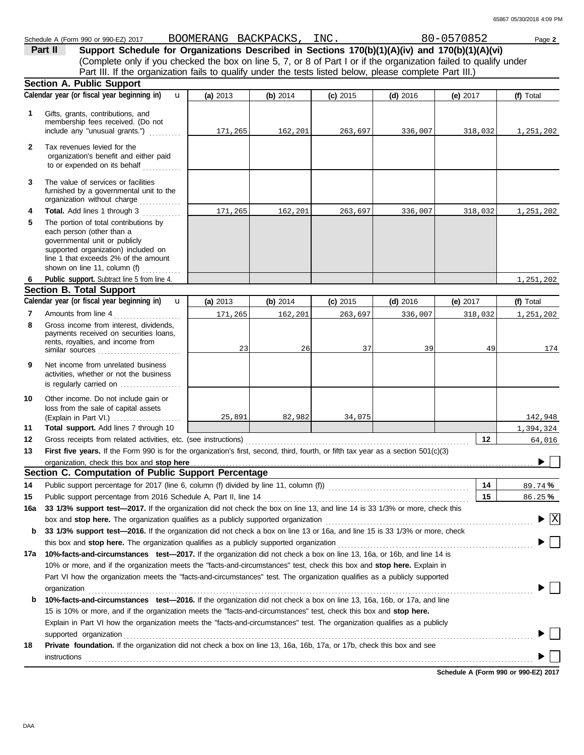Schedule A (Form 990 or 990-EZ) 2017 BOOMERANG BACKPACKS, INC. 80-0570852 Page **2**

**Part II** **Support Schedule for Organizations Described in Sections 170(b)(1)(A)(iv) and 170(b)(1)(A)(vi)**
(Complete only if you checked the box on line 5, 7, or 8 of Part I or if the organization failed to qualify under Part III. If the organization fails to qualify under the tests listed below, please complete Part III.)

## Section A. Public Support

| | Calendar year (or fiscal year beginning in) | (a) 2013 | (b) 2014 | (c) 2015 | (d) 2016 | (e) 2017 | (f) Total |
|---|---|---|---|---|---|---|---|
| 1 | Gifts, grants, contributions, and membership fees received. (Do not include any "unusual grants.") | 171,265 | 162,201 | 263,697 | 336,007 | 318,032 | 1,251,202 |
| 2 | Tax revenues levied for the organization's benefit and either paid to or expended on its behalf | | | | | | |
| 3 | The value of services or facilities furnished by a governmental unit to the organization without charge | | | | | | |
| 4 | **Total.** Add lines 1 through 3 | 171,265 | 162,201 | 263,697 | 336,007 | 318,032 | 1,251,202 |
| 5 | The portion of total contributions by each person (other than a governmental unit or publicly supported organization) included on line 1 that exceeds 2% of the amount shown on line 11, column (f) | | | | | | |
| 6 | **Public support.** Subtract line 5 from line 4. | | | | | | 1,251,202 |

## Section B. Total Support

| | Calendar year (or fiscal year beginning in) | (a) 2013 | (b) 2014 | (c) 2015 | (d) 2016 | (e) 2017 | (f) Total |
|---|---|---|---|---|---|---|---|
| 7 | Amounts from line 4 | 171,265 | 162,201 | 263,697 | 336,007 | 318,032 | 1,251,202 |
| 8 | Gross income from interest, dividends, payments received on securities loans, rents, royalties, and income from similar sources | 23 | 26 | 37 | 39 | 49 | 174 |
| 9 | Net income from unrelated business activities, whether or not the business is regularly carried on | | | | | | |
| 10 | Other income. Do not include gain or loss from the sale of capital assets (Explain in Part VI.) | 25,891 | 82,982 | 34,075 | | | 142,948 |
| 11 | **Total support.** Add lines 7 through 10 | | | | | | 1,394,324 |
| 12 | Gross receipts from related activities, etc. (see instructions) | | | | | 12 | 64,016 |

**13** **First five years.** If the Form 990 is for the organization's first, second, third, fourth, or fifth tax year as a section 501(c)(3) organization, check this box and **stop here** ☐

## Section C. Computation of Public Support Percentage

| | | | |
|---|---|---|---|
| 14 | Public support percentage for 2017 (line 6, column (f) divided by line 11, column (f)) | 14 | 89.74 % |
| 15 | Public support percentage from 2016 Schedule A, Part II, line 14 | 15 | 86.25 % |

**16a** **33 1/3% support test—2017.** If the organization did not check the box on line 13, and line 14 is 33 1/3% or more, check this box and **stop here.** The organization qualifies as a publicly supported organization ☒

**b** **33 1/3% support test—2016.** If the organization did not check a box on line 13 or 16a, and line 15 is 33 1/3% or more, check this box and **stop here.** The organization qualifies as a publicly supported organization ☐

**17a** **10%-facts-and-circumstances test—2017.** If the organization did not check a box on line 13, 16a, or 16b, and line 14 is 10% or more, and if the organization meets the "facts-and-circumstances" test, check this box and **stop here.** Explain in Part VI how the organization meets the "facts-and-circumstances" test. The organization qualifies as a publicly supported organization ☐

**b** **10%-facts-and-circumstances test—2016.** If the organization did not check a box on line 13, 16a, 16b, or 17a, and line 15 is 10% or more, and if the organization meets the "facts-and-circumstances" test, check this box and **stop here.** Explain in Part VI how the organization meets the "facts-and-circumstances" test. The organization qualifies as a publicly supported organization ☐

**18** **Private foundation.** If the organization did not check a box on line 13, 16a, 16b, 17a, or 17b, check this box and see instructions ☐

**Schedule A (Form 990 or 990-EZ) 2017**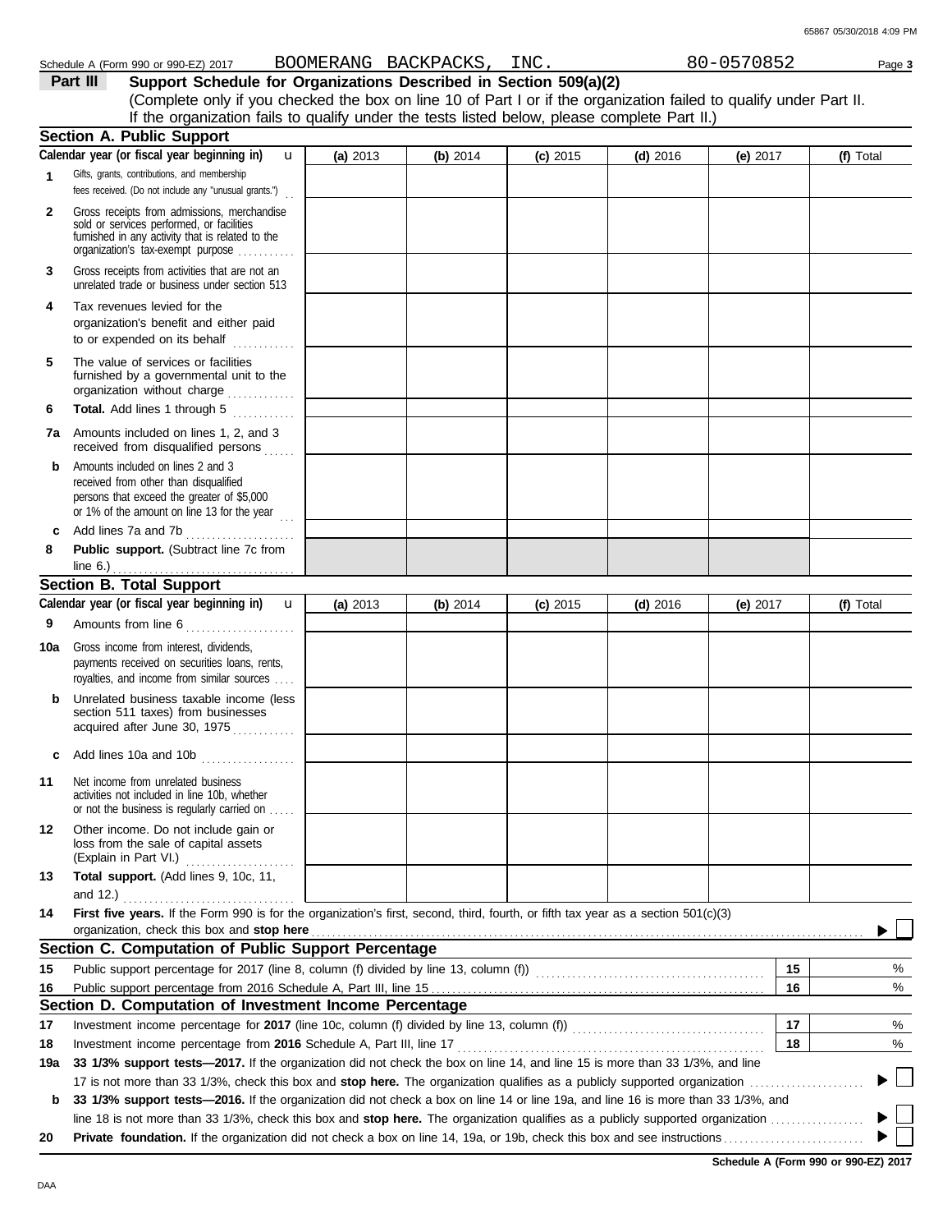Schedule A (Form 990 or 990-EZ) 2017 BOOMERANG BACKPACKS, INC. 80-0570852

## Part III Support Schedule for Organizations Described in Section 509(a)(2)

(Complete only if you checked the box on line 10 of Part I or if the organization failed to qualify under Part II. If the organization fails to qualify under the tests listed below, please complete Part II.)

### Section A. Public Support

| Calendar year (or fiscal year beginning in) | (a) 2013 | (b) 2014 | (c) 2015 | (d) 2016 | (e) 2017 | (f) Total |
|---|---|---|---|---|---|---|
| 1 Gifts, grants, contributions, and membership fees received. (Do not include any "unusual grants.") | | | | | | |
| 2 Gross receipts from admissions, merchandise sold or services performed, or facilities furnished in any activity that is related to the organization's tax-exempt purpose | | | | | | |
| 3 Gross receipts from activities that are not an unrelated trade or business under section 513 | | | | | | |
| 4 Tax revenues levied for the organization's benefit and either paid to or expended on its behalf | | | | | | |
| 5 The value of services or facilities furnished by a governmental unit to the organization without charge | | | | | | |
| 6 **Total.** Add lines 1 through 5 | | | | | | |
| 7a Amounts included on lines 1, 2, and 3 received from disqualified persons | | | | | | |
| b Amounts included on lines 2 and 3 received from other than disqualified persons that exceed the greater of $5,000 or 1% of the amount on line 13 for the year | | | | | | |
| c Add lines 7a and 7b | | | | | | |
| 8 **Public support.** (Subtract line 7c from line 6.) | | | | | | |

### Section B. Total Support

| Calendar year (or fiscal year beginning in) | (a) 2013 | (b) 2014 | (c) 2015 | (d) 2016 | (e) 2017 | (f) Total |
|---|---|---|---|---|---|---|
| 9 Amounts from line 6 | | | | | | |
| 10a Gross income from interest, dividends, payments received on securities loans, rents, royalties, and income from similar sources | | | | | | |
| b Unrelated business taxable income (less section 511 taxes) from businesses acquired after June 30, 1975 | | | | | | |
| c Add lines 10a and 10b | | | | | | |
| 11 Net income from unrelated business activities not included in line 10b, whether or not the business is regularly carried on | | | | | | |
| 12 Other income. Do not include gain or loss from the sale of capital assets (Explain in Part VI.) | | | | | | |
| 13 **Total support.** (Add lines 9, 10c, 11, and 12.) | | | | | | |

**14 First five years.** If the Form 990 is for the organization's first, second, third, fourth, or fifth tax year as a section 501(c)(3) organization, check this box and **stop here** ☐

### Section C. Computation of Public Support Percentage

| | | | |
|---|---|---|---|
| 15 | Public support percentage for 2017 (line 8, column (f) divided by line 13, column (f)) | 15 | % |
| 16 | Public support percentage from 2016 Schedule A, Part III, line 15 | 16 | % |

### Section D. Computation of Investment Income Percentage

| | | | |
|---|---|---|---|
| 17 | Investment income percentage for **2017** (line 10c, column (f) divided by line 13, column (f)) | 17 | % |
| 18 | Investment income percentage from **2016** Schedule A, Part III, line 17 | 18 | % |

**19a 33 1/3% support tests—2017.** If the organization did not check the box on line 14, and line 15 is more than 33 1/3%, and line 17 is not more than 33 1/3%, check this box and **stop here.** The organization qualifies as a publicly supported organization ☐

**b 33 1/3% support tests—2016.** If the organization did not check a box on line 14 or line 19a, and line 16 is more than 33 1/3%, and line 18 is not more than 33 1/3%, check this box and **stop here.** The organization qualifies as a publicly supported organization ☐

**20 Private foundation.** If the organization did not check a box on line 14, 19a, or 19b, check this box and see instructions ☐

Schedule A (Form 990 or 990-EZ) 2017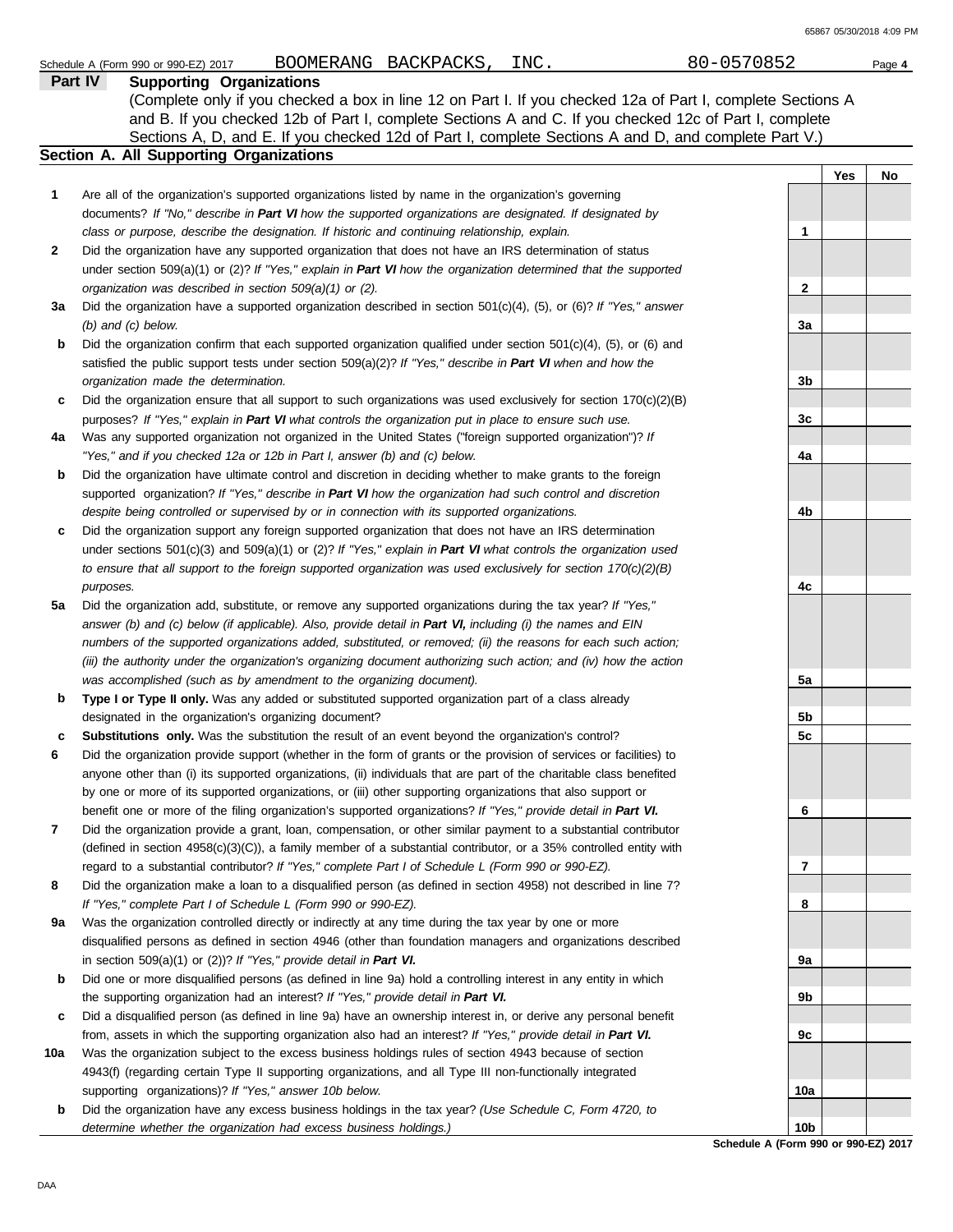Schedule A (Form 990 or 990-EZ) 2017 BOOMERANG BACKPACKS, INC. 80-0570852

## Part IV Supporting Organizations

(Complete only if you checked a box in line 12 on Part I. If you checked 12a of Part I, complete Sections A and B. If you checked 12b of Part I, complete Sections A and C. If you checked 12c of Part I, complete Sections A, D, and E. If you checked 12d of Part I, complete Sections A and D, and complete Part V.)

### Section A. All Supporting Organizations

| | | | Yes | No |
|---|---|---|---|---|
| **1** | Are all of the organization's supported organizations listed by name in the organization's governing documents? *If "No," describe in **Part VI** how the supported organizations are designated. If designated by class or purpose, describe the designation. If historic and continuing relationship, explain.* | 1 | | |
| **2** | Did the organization have any supported organization that does not have an IRS determination of status under section 509(a)(1) or (2)? *If "Yes," explain in **Part VI** how the organization determined that the supported organization was described in section 509(a)(1) or (2).* | 2 | | |
| **3a** | Did the organization have a supported organization described in section 501(c)(4), (5), or (6)? *If "Yes," answer (b) and (c) below.* | 3a | | |
| **b** | Did the organization confirm that each supported organization qualified under section 501(c)(4), (5), or (6) and satisfied the public support tests under section 509(a)(2)? *If "Yes," describe in **Part VI** when and how the organization made the determination.* | 3b | | |
| **c** | Did the organization ensure that all support to such organizations was used exclusively for section 170(c)(2)(B) purposes? *If "Yes," explain in **Part VI** what controls the organization put in place to ensure such use.* | 3c | | |
| **4a** | Was any supported organization not organized in the United States ("foreign supported organization")? *If "Yes," and if you checked 12a or 12b in Part I, answer (b) and (c) below.* | 4a | | |
| **b** | Did the organization have ultimate control and discretion in deciding whether to make grants to the foreign supported organization? *If "Yes," describe in **Part VI** how the organization had such control and discretion despite being controlled or supervised by or in connection with its supported organizations.* | 4b | | |
| **c** | Did the organization support any foreign supported organization that does not have an IRS determination under sections 501(c)(3) and 509(a)(1) or (2)? *If "Yes," explain in **Part VI** what controls the organization used to ensure that all support to the foreign supported organization was used exclusively for section 170(c)(2)(B) purposes.* | 4c | | |
| **5a** | Did the organization add, substitute, or remove any supported organizations during the tax year? *If "Yes," answer (b) and (c) below (if applicable). Also, provide detail in **Part VI,** including (i) the names and EIN numbers of the supported organizations added, substituted, or removed; (ii) the reasons for each such action; (iii) the authority under the organization's organizing document authorizing such action; and (iv) how the action was accomplished (such as by amendment to the organizing document).* | 5a | | |
| **b** | **Type I or Type II only.** Was any added or substituted supported organization part of a class already designated in the organization's organizing document? | 5b | | |
| **c** | **Substitutions only.** Was the substitution the result of an event beyond the organization's control? | 5c | | |
| **6** | Did the organization provide support (whether in the form of grants or the provision of services or facilities) to anyone other than (i) its supported organizations, (ii) individuals that are part of the charitable class benefited by one or more of its supported organizations, or (iii) other supporting organizations that also support or benefit one or more of the filing organization's supported organizations? *If "Yes," provide detail in **Part VI.*** | 6 | | |
| **7** | Did the organization provide a grant, loan, compensation, or other similar payment to a substantial contributor (defined in section 4958(c)(3)(C)), a family member of a substantial contributor, or a 35% controlled entity with regard to a substantial contributor? *If "Yes," complete Part I of Schedule L (Form 990 or 990-EZ).* | 7 | | |
| **8** | Did the organization make a loan to a disqualified person (as defined in section 4958) not described in line 7? *If "Yes," complete Part I of Schedule L (Form 990 or 990-EZ).* | 8 | | |
| **9a** | Was the organization controlled directly or indirectly at any time during the tax year by one or more disqualified persons as defined in section 4946 (other than foundation managers and organizations described in section 509(a)(1) or (2))? *If "Yes," provide detail in **Part VI.*** | 9a | | |
| **b** | Did one or more disqualified persons (as defined in line 9a) hold a controlling interest in any entity in which the supporting organization had an interest? *If "Yes," provide detail in **Part VI.*** | 9b | | |
| **c** | Did a disqualified person (as defined in line 9a) have an ownership interest in, or derive any personal benefit from, assets in which the supporting organization also had an interest? *If "Yes," provide detail in **Part VI.*** | 9c | | |
| **10a** | Was the organization subject to the excess business holdings rules of section 4943 because of section 4943(f) (regarding certain Type II supporting organizations, and all Type III non-functionally integrated supporting organizations)? *If "Yes," answer 10b below.* | 10a | | |
| **b** | Did the organization have any excess business holdings in the tax year? *(Use Schedule C, Form 4720, to determine whether the organization had excess business holdings.)* | 10b | | |

**Schedule A (Form 990 or 990-EZ) 2017**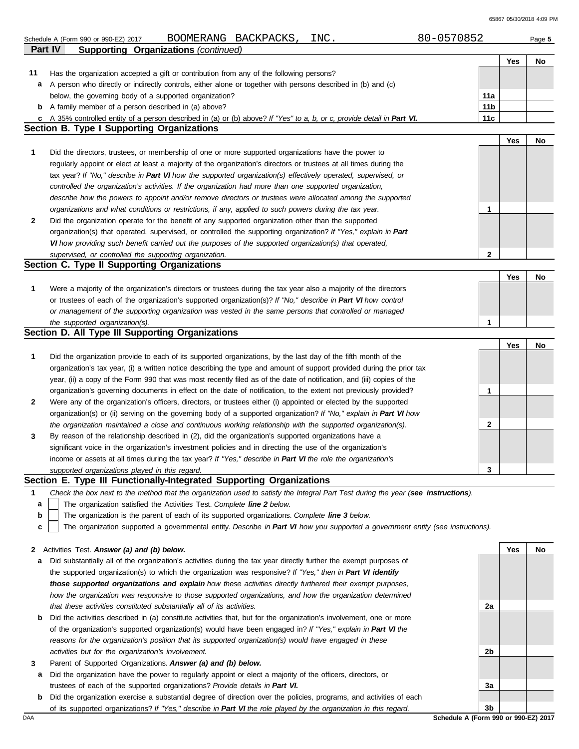Schedule A (Form 990 or 990-EZ) 2017 BOOMERANG BACKPACKS, INC. 80-0570852

## Part IV Supporting Organizations *(continued)*

| | | | Yes | No |
|---|---|---|---|---|
| **11** | Has the organization accepted a gift or contribution from any of the following persons? | | | |
| **a** | A person who directly or indirectly controls, either alone or together with persons described in (b) and (c) below, the governing body of a supported organization? | **11a** | | |
| **b** | A family member of a person described in (a) above? | **11b** | | |
| **c** | A 35% controlled entity of a person described in (a) or (b) above? *If "Yes" to a, b, or c, provide detail in **Part VI.*** | **11c** | | |

### Section B. Type I Supporting Organizations

| | | | Yes | No |
|---|---|---|---|---|
| **1** | Did the directors, trustees, or membership of one or more supported organizations have the power to regularly appoint or elect at least a majority of the organization's directors or trustees at all times during the tax year? *If "No," describe in **Part VI** how the supported organization(s) effectively operated, supervised, or controlled the organization's activities. If the organization had more than one supported organization, describe how the powers to appoint and/or remove directors or trustees were allocated among the supported organizations and what conditions or restrictions, if any, applied to such powers during the tax year.* | **1** | | |
| **2** | Did the organization operate for the benefit of any supported organization other than the supported organization(s) that operated, supervised, or controlled the supporting organization? *If "Yes," explain in **Part VI** how providing such benefit carried out the purposes of the supported organization(s) that operated, supervised, or controlled the supporting organization.* | **2** | | |

### Section C. Type II Supporting Organizations

| | | | Yes | No |
|---|---|---|---|---|
| **1** | Were a majority of the organization's directors or trustees during the tax year also a majority of the directors or trustees of each of the organization's supported organization(s)? *If "No," describe in **Part VI** how control or management of the supporting organization was vested in the same persons that controlled or managed the supported organization(s).* | **1** | | |

### Section D. All Type III Supporting Organizations

| | | | Yes | No |
|---|---|---|---|---|
| **1** | Did the organization provide to each of its supported organizations, by the last day of the fifth month of the organization's tax year, (i) a written notice describing the type and amount of support provided during the prior tax year, (ii) a copy of the Form 990 that was most recently filed as of the date of notification, and (iii) copies of the organization's governing documents in effect on the date of notification, to the extent not previously provided? | **1** | | |
| **2** | Were any of the organization's officers, directors, or trustees either (i) appointed or elected by the supported organization(s) or (ii) serving on the governing body of a supported organization? *If "No," explain in **Part VI** how the organization maintained a close and continuous working relationship with the supported organization(s).* | **2** | | |
| **3** | By reason of the relationship described in (2), did the organization's supported organizations have a significant voice in the organization's investment policies and in directing the use of the organization's income or assets at all times during the tax year? *If "Yes," describe in **Part VI** the role the organization's supported organizations played in this regard.* | **3** | | |

### Section E. Type III Functionally-Integrated Supporting Organizations

**1** *Check the box next to the method that the organization used to satisfy the Integral Part Test during the year (**see instructions**).*

- **a** ☐ The organization satisfied the Activities Test. *Complete **line 2** below.*
- **b** ☐ The organization is the parent of each of its supported organizations. *Complete **line 3** below.*
- **c** ☐ The organization supported a governmental entity. *Describe in **Part VI** how you supported a government entity (see instructions).*

| | | | Yes | No |
|---|---|---|---|---|
| **2** | Activities Test. ***Answer (a) and (b) below.*** | | | |
| **a** | Did substantially all of the organization's activities during the tax year directly further the exempt purposes of the supported organization(s) to which the organization was responsive? *If "Yes," then in **Part VI identify those supported organizations and explain** how these activities directly furthered their exempt purposes, how the organization was responsive to those supported organizations, and how the organization determined that these activities constituted substantially all of its activities.* | **2a** | | |
| **b** | Did the activities described in (a) constitute activities that, but for the organization's involvement, one or more of the organization's supported organization(s) would have been engaged in? *If "Yes," explain in **Part VI** the reasons for the organization's position that its supported organization(s) would have engaged in these activities but for the organization's involvement.* | **2b** | | |
| **3** | Parent of Supported Organizations. ***Answer (a) and (b) below.*** | | | |
| **a** | Did the organization have the power to regularly appoint or elect a majority of the officers, directors, or trustees of each of the supported organizations? *Provide details in **Part VI.*** | **3a** | | |
| **b** | Did the organization exercise a substantial degree of direction over the policies, programs, and activities of each of its supported organizations? *If "Yes," describe in **Part VI** the role played by the organization in this regard.* | **3b** | | |

Schedule A (Form 990 or 990-EZ) 2017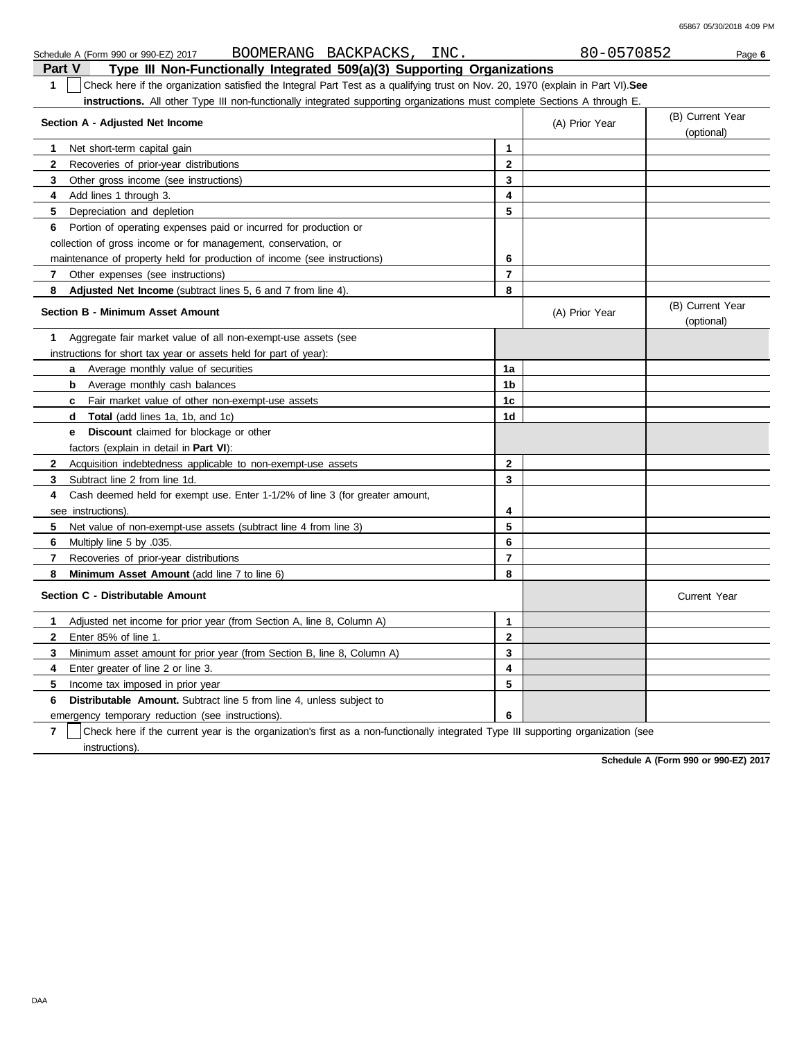Schedule A (Form 990 or 990-EZ) 2017 BOOMERANG BACKPACKS, INC. 80-0570852

## Part V Type III Non-Functionally Integrated 509(a)(3) Supporting Organizations

**1** ☐ Check here if the organization satisfied the Integral Part Test as a qualifying trust on Nov. 20, 1970 (explain in Part VI). **See instructions.** All other Type III non-functionally integrated supporting organizations must complete Sections A through E.

| Section A - Adjusted Net Income | | (A) Prior Year | (B) Current Year (optional) |
|---|---|---|---|
| **1** Net short-term capital gain | 1 | | |
| **2** Recoveries of prior-year distributions | 2 | | |
| **3** Other gross income (see instructions) | 3 | | |
| **4** Add lines 1 through 3. | 4 | | |
| **5** Depreciation and depletion | 5 | | |
| **6** Portion of operating expenses paid or incurred for production or collection of gross income or for management, conservation, or maintenance of property held for production of income (see instructions) | 6 | | |
| **7** Other expenses (see instructions) | 7 | | |
| **8** **Adjusted Net Income** (subtract lines 5, 6 and 7 from line 4). | 8 | | |

| Section B - Minimum Asset Amount | | (A) Prior Year | (B) Current Year (optional) |
|---|---|---|---|
| **1** Aggregate fair market value of all non-exempt-use assets (see instructions for short tax year or assets held for part of year): | | | |
| **a** Average monthly value of securities | 1a | | |
| **b** Average monthly cash balances | 1b | | |
| **c** Fair market value of other non-exempt-use assets | 1c | | |
| **d** **Total** (add lines 1a, 1b, and 1c) | 1d | | |
| **e** **Discount** claimed for blockage or other factors (explain in detail in **Part VI**): | | | |
| **2** Acquisition indebtedness applicable to non-exempt-use assets | 2 | | |
| **3** Subtract line 2 from line 1d. | 3 | | |
| **4** Cash deemed held for exempt use. Enter 1-1/2% of line 3 (for greater amount, see instructions). | 4 | | |
| **5** Net value of non-exempt-use assets (subtract line 4 from line 3) | 5 | | |
| **6** Multiply line 5 by .035. | 6 | | |
| **7** Recoveries of prior-year distributions | 7 | | |
| **8** **Minimum Asset Amount** (add line 7 to line 6) | 8 | | |

| Section C - Distributable Amount | | | Current Year |
|---|---|---|---|
| **1** Adjusted net income for prior year (from Section A, line 8, Column A) | 1 | | |
| **2** Enter 85% of line 1. | 2 | | |
| **3** Minimum asset amount for prior year (from Section B, line 8, Column A) | 3 | | |
| **4** Enter greater of line 2 or line 3. | 4 | | |
| **5** Income tax imposed in prior year | 5 | | |
| **6** **Distributable Amount.** Subtract line 5 from line 4, unless subject to emergency temporary reduction (see instructions). | 6 | | |

**7** ☐ Check here if the current year is the organization's first as a non-functionally integrated Type III supporting organization (see instructions).

**Schedule A (Form 990 or 990-EZ) 2017**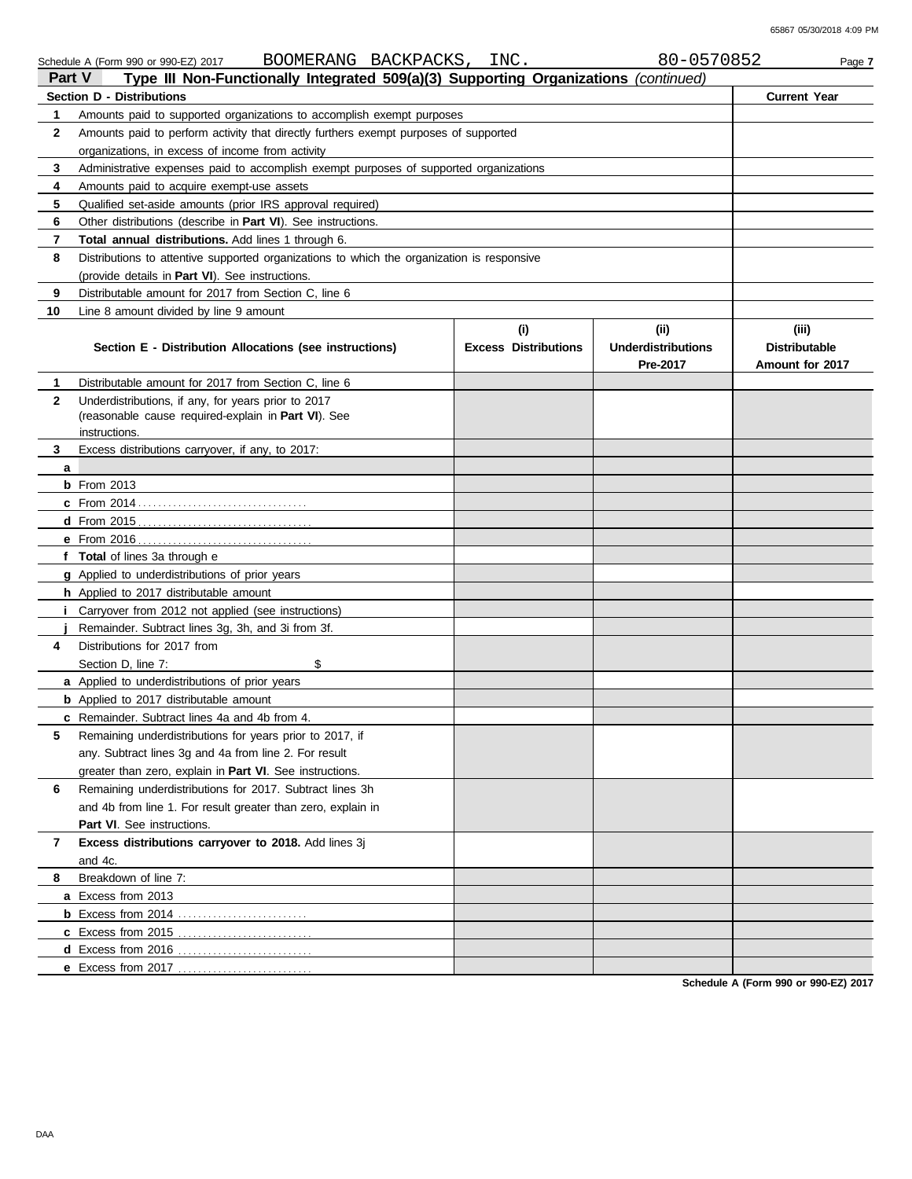Schedule A (Form 990 or 990-EZ) 2017 BOOMERANG BACKPACKS, INC. 80-0570852

**Part V Type III Non-Functionally Integrated 509(a)(3) Supporting Organizations** *(continued)*

| Section D - Distributions | | Current Year |
|---|---|---|
| 1 | Amounts paid to supported organizations to accomplish exempt purposes | |
| 2 | Amounts paid to perform activity that directly furthers exempt purposes of supported organizations, in excess of income from activity | |
| 3 | Administrative expenses paid to accomplish exempt purposes of supported organizations | |
| 4 | Amounts paid to acquire exempt-use assets | |
| 5 | Qualified set-aside amounts (prior IRS approval required) | |
| 6 | Other distributions (describe in **Part VI**). See instructions. | |
| 7 | **Total annual distributions.** Add lines 1 through 6. | |
| 8 | Distributions to attentive supported organizations to which the organization is responsive (provide details in **Part VI**). See instructions. | |
| 9 | Distributable amount for 2017 from Section C, line 6 | |
| 10 | Line 8 amount divided by line 9 amount | |

| Section E - Distribution Allocations (see instructions) | (i) Excess Distributions | (ii) Underdistributions Pre-2017 | (iii) Distributable Amount for 2017 |
|---|---|---|---|
| **1** Distributable amount for 2017 from Section C, line 6 | | | |
| **2** Underdistributions, if any, for years prior to 2017 (reasonable cause required-explain in **Part VI**). See instructions. | | | |
| **3** Excess distributions carryover, if any, to 2017: | | | |
| **a** | | | |
| **b** From 2013 | | | |
| **c** From 2014 | | | |
| **d** From 2015 | | | |
| **e** From 2016 | | | |
| **f Total** of lines 3a through e | | | |
| **g** Applied to underdistributions of prior years | | | |
| **h** Applied to 2017 distributable amount | | | |
| **i** Carryover from 2012 not applied (see instructions) | | | |
| **j** Remainder. Subtract lines 3g, 3h, and 3i from 3f. | | | |
| **4** Distributions for 2017 from Section D, line 7: $ | | | |
| **a** Applied to underdistributions of prior years | | | |
| **b** Applied to 2017 distributable amount | | | |
| **c** Remainder. Subtract lines 4a and 4b from 4. | | | |
| **5** Remaining underdistributions for years prior to 2017, if any. Subtract lines 3g and 4a from line 2. For result greater than zero, explain in **Part VI**. See instructions. | | | |
| **6** Remaining underdistributions for 2017. Subtract lines 3h and 4b from line 1. For result greater than zero, explain in **Part VI**. See instructions. | | | |
| **7 Excess distributions carryover to 2018.** Add lines 3j and 4c. | | | |
| **8** Breakdown of line 7: | | | |
| **a** Excess from 2013 | | | |
| **b** Excess from 2014 | | | |
| **c** Excess from 2015 | | | |
| **d** Excess from 2016 | | | |
| **e** Excess from 2017 | | | |

**Schedule A (Form 990 or 990-EZ) 2017**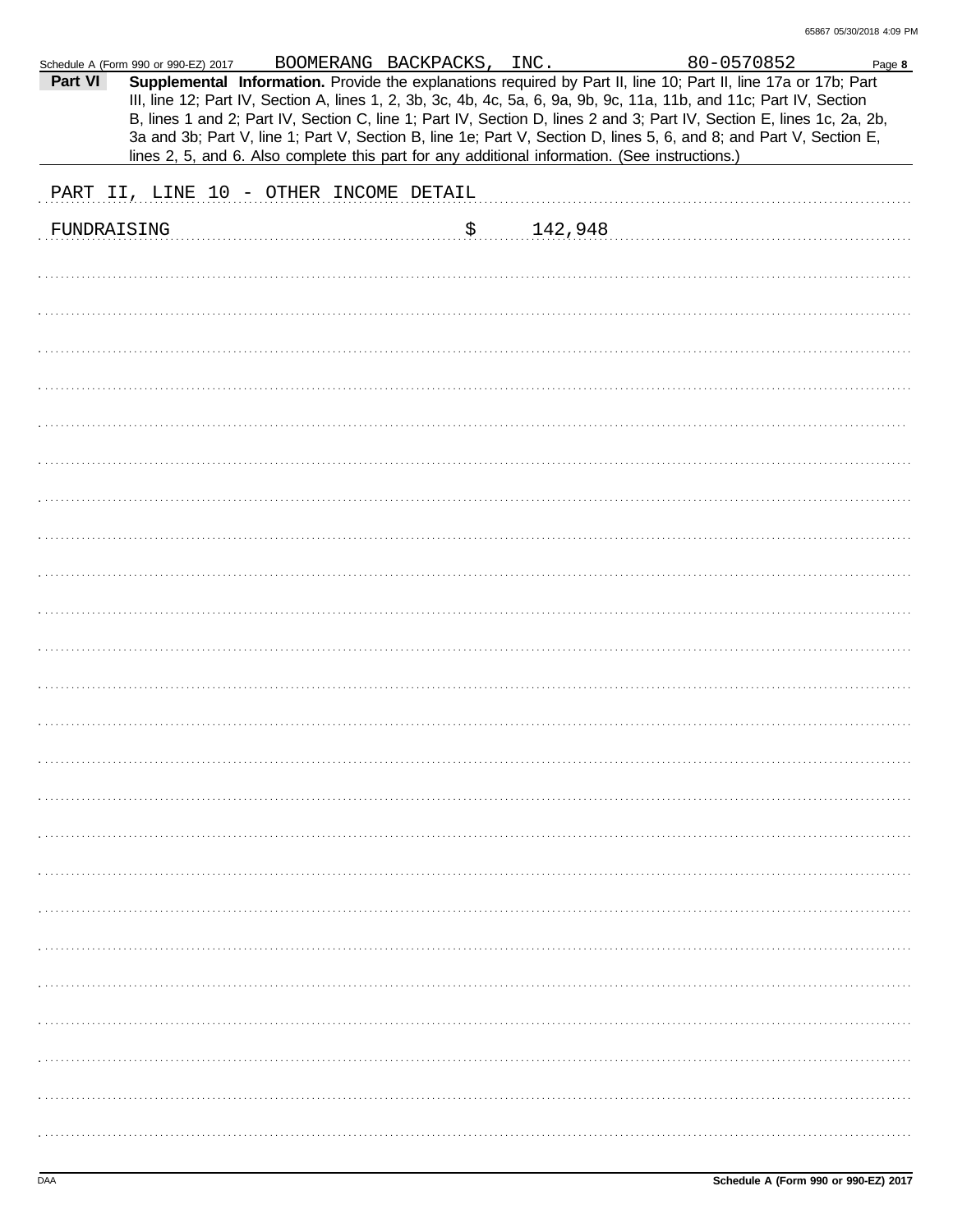Schedule A (Form 990 or 990-EZ) 2017 BOOMERANG BACKPACKS, INC. 80-0570852

**Part VI** **Supplemental Information.** Provide the explanations required by Part II, line 10; Part II, line 17a or 17b; Part III, line 12; Part IV, Section A, lines 1, 2, 3b, 3c, 4b, 4c, 5a, 6, 9a, 9b, 9c, 11a, 11b, and 11c; Part IV, Section B, lines 1 and 2; Part IV, Section C, line 1; Part IV, Section D, lines 2 and 3; Part IV, Section E, lines 1c, 2a, 2b, 3a and 3b; Part V, line 1; Part V, Section B, line 1e; Part V, Section D, lines 5, 6, and 8; and Part V, Section E, lines 2, 5, and 6. Also complete this part for any additional information. (See instructions.)

PART II, LINE 10 - OTHER INCOME DETAIL

FUNDRAISING $ 142,948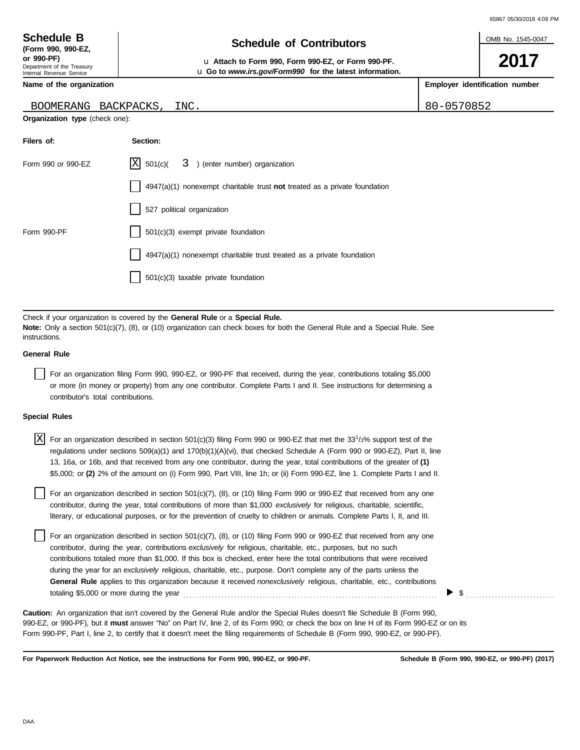**Schedule B**
**(Form 990, 990-EZ, or 990-PF)**
Department of the Treasury
Internal Revenue Service

# Schedule of Contributors

u **Attach to Form 990, Form 990-EZ, or Form 990-PF.**
u **Go to *www.irs.gov/Form990* for the latest information.**

OMB No. 1545-0047

**2017**

| Name of the organization | Employer identification number |
|---|---|
| BOOMERANG BACKPACKS, INC. | 80-0570852 |

**Organization type** (check one):

| Filers of: | Section: |
|---|---|
| Form 990 or 990-EZ | [X] 501(c)( 3 ) (enter number) organization |
| | [ ] 4947(a)(1) nonexempt charitable trust **not** treated as a private foundation |
| | [ ] 527 political organization |
| Form 990-PF | [ ] 501(c)(3) exempt private foundation |
| | [ ] 4947(a)(1) nonexempt charitable trust treated as a private foundation |
| | [ ] 501(c)(3) taxable private foundation |

Check if your organization is covered by the **General Rule** or a **Special Rule.**
**Note:** Only a section 501(c)(7), (8), or (10) organization can check boxes for both the General Rule and a Special Rule. See instructions.

**General Rule**

[ ] For an organization filing Form 990, 990-EZ, or 990-PF that received, during the year, contributions totaling $5,000 or more (in money or property) from any one contributor. Complete Parts I and II. See instructions for determining a contributor's total contributions.

**Special Rules**

[X] For an organization described in section 501(c)(3) filing Form 990 or 990-EZ that met the 33 1/3% support test of the regulations under sections 509(a)(1) and 170(b)(1)(A)(vi), that checked Schedule A (Form 990 or 990-EZ), Part II, line 13, 16a, or 16b, and that received from any one contributor, during the year, total contributions of the greater of **(1)** $5,000; or **(2)** 2% of the amount on (i) Form 990, Part VIII, line 1h; or (ii) Form 990-EZ, line 1. Complete Parts I and II.

[ ] For an organization described in section 501(c)(7), (8), or (10) filing Form 990 or 990-EZ that received from any one contributor, during the year, total contributions of more than $1,000 *exclusively* for religious, charitable, scientific, literary, or educational purposes, or for the prevention of cruelty to children or animals. Complete Parts I, II, and III.

[ ] For an organization described in section 501(c)(7), (8), or (10) filing Form 990 or 990-EZ that received from any one contributor, during the year, contributions *exclusively* for religious, charitable, etc., purposes, but no such contributions totaled more than $1,000. If this box is checked, enter here the total contributions that were received during the year for an *exclusively* religious, charitable, etc., purpose. Don't complete any of the parts unless the **General Rule** applies to this organization because it received *nonexclusively* religious, charitable, etc., contributions totaling $5,000 or more during the year . . . . . . . . . . ▶ $ . . . . . . . . . .

**Caution:** An organization that isn't covered by the General Rule and/or the Special Rules doesn't file Schedule B (Form 990, 990-EZ, or 990-PF), but it **must** answer "No" on Part IV, line 2, of its Form 990; or check the box on line H of its Form 990-EZ or on its Form 990-PF, Part I, line 2, to certify that it doesn't meet the filing requirements of Schedule B (Form 990, 990-EZ, or 990-PF).

**For Paperwork Reduction Act Notice, see the instructions for Form 990, 990-EZ, or 990-PF.** **Schedule B (Form 990, 990-EZ, or 990-PF) (2017)**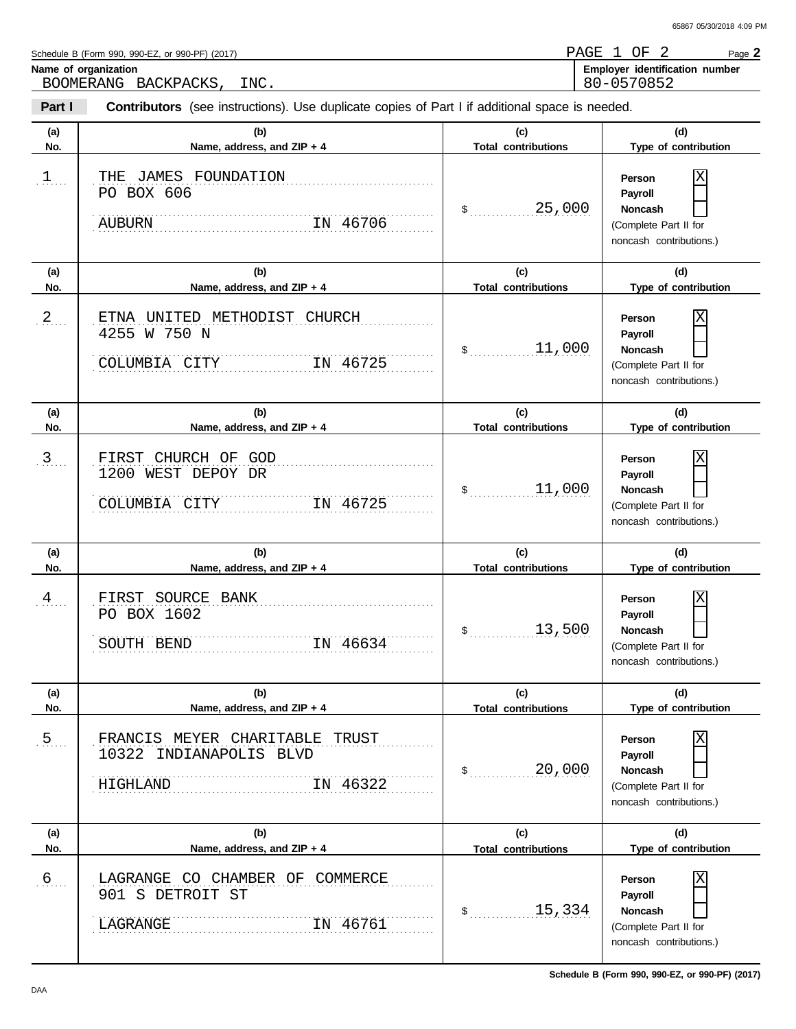Schedule B (Form 990, 990-EZ, or 990-PF) (2017)

PAGE 1 OF 2

**Name of organization**
BOOMERANG BACKPACKS, INC.

**Employer identification number**
80-0570852

**Part I** **Contributors** (see instructions). Use duplicate copies of Part I if additional space is needed.

| (a) No. | (b) Name, address, and ZIP + 4 | (c) Total contributions | (d) Type of contribution |
|---|---|---|---|
| 1 | THE JAMES FOUNDATION<br>PO BOX 606<br>AUBURN IN 46706 | $ 25,000 | Person [X]<br>Payroll [ ]<br>Noncash [ ]<br>(Complete Part II for noncash contributions.) |
| 2 | ETNA UNITED METHODIST CHURCH<br>4255 W 750 N<br>COLUMBIA CITY IN 46725 | $ 11,000 | Person [X]<br>Payroll [ ]<br>Noncash [ ]<br>(Complete Part II for noncash contributions.) |
| 3 | FIRST CHURCH OF GOD<br>1200 WEST DEPOY DR<br>COLUMBIA CITY IN 46725 | $ 11,000 | Person [X]<br>Payroll [ ]<br>Noncash [ ]<br>(Complete Part II for noncash contributions.) |
| 4 | FIRST SOURCE BANK<br>PO BOX 1602<br>SOUTH BEND IN 46634 | $ 13,500 | Person [X]<br>Payroll [ ]<br>Noncash [ ]<br>(Complete Part II for noncash contributions.) |
| 5 | FRANCIS MEYER CHARITABLE TRUST<br>10322 INDIANAPOLIS BLVD<br>HIGHLAND IN 46322 | $ 20,000 | Person [X]<br>Payroll [ ]<br>Noncash [ ]<br>(Complete Part II for noncash contributions.) |
| 6 | LAGRANGE CO CHAMBER OF COMMERCE<br>901 S DETROIT ST<br>LAGRANGE IN 46761 | $ 15,334 | Person [X]<br>Payroll [ ]<br>Noncash [ ]<br>(Complete Part II for noncash contributions.) |

Schedule B (Form 990, 990-EZ, or 990-PF) (2017)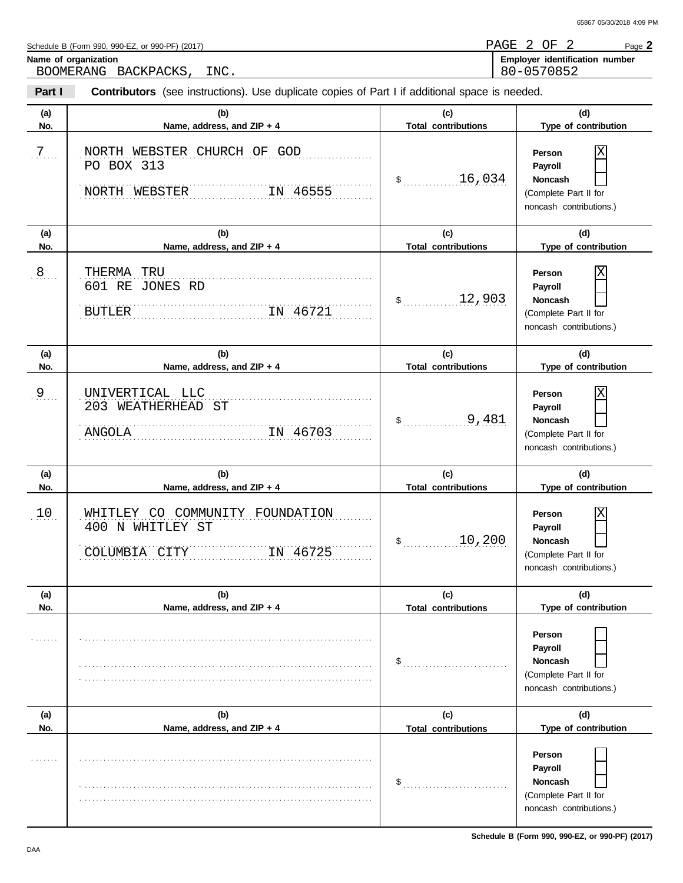Schedule B (Form 990, 990-EZ, or 990-PF) (2017)

**Name of organization**
BOOMERANG BACKPACKS, INC.

**Employer identification number**
80-0570852

**Part I** **Contributors** (see instructions). Use duplicate copies of Part I if additional space is needed.

| (a) No. | (b) Name, address, and ZIP + 4 | (c) Total contributions | (d) Type of contribution |
|---|---|---|---|
| 7 | NORTH WEBSTER CHURCH OF GOD<br>PO BOX 313<br>NORTH WEBSTER IN 46555 | $ 16,034 | Person [X]<br>Payroll [ ]<br>Noncash [ ]<br>(Complete Part II for noncash contributions.) |
| 8 | THERMA TRU<br>601 RE JONES RD<br>BUTLER IN 46721 | $ 12,903 | Person [X]<br>Payroll [ ]<br>Noncash [ ]<br>(Complete Part II for noncash contributions.) |
| 9 | UNIVERTICAL LLC<br>203 WEATHERHEAD ST<br>ANGOLA IN 46703 | $ 9,481 | Person [X]<br>Payroll [ ]<br>Noncash [ ]<br>(Complete Part II for noncash contributions.) |
| 10 | WHITLEY CO COMMUNITY FOUNDATION<br>400 N WHITLEY ST<br>COLUMBIA CITY IN 46725 | $ 10,200 | Person [X]<br>Payroll [ ]<br>Noncash [ ]<br>(Complete Part II for noncash contributions.) |
| | | $ | Person [ ]<br>Payroll [ ]<br>Noncash [ ]<br>(Complete Part II for noncash contributions.) |
| | | $ | Person [ ]<br>Payroll [ ]<br>Noncash [ ]<br>(Complete Part II for noncash contributions.) |

Schedule B (Form 990, 990-EZ, or 990-PF) (2017)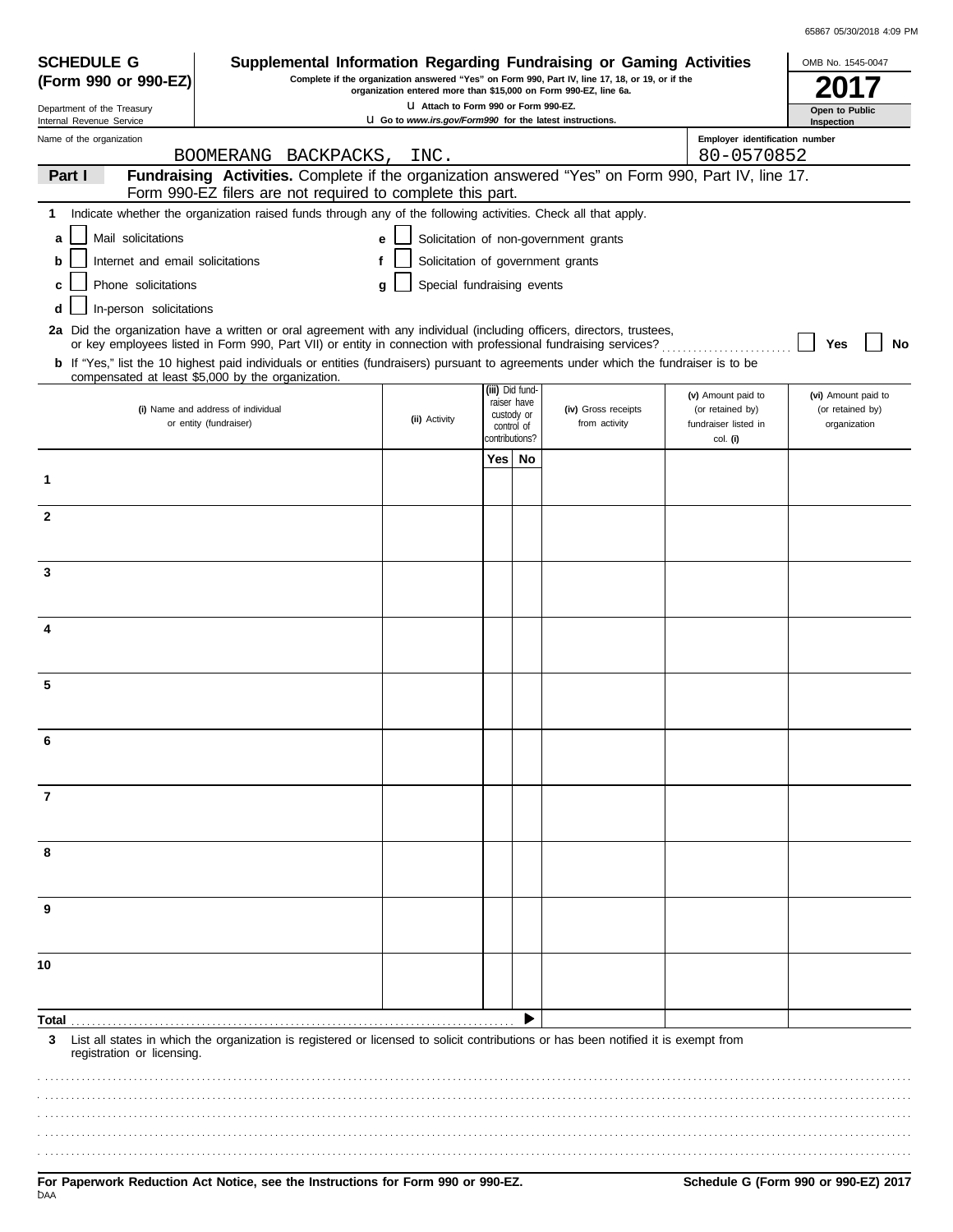65867 05/30/2018 4:09 PM

**SCHEDULE G**
**(Form 990 or 990-EZ)**

Department of the Treasury
Internal Revenue Service

# Supplemental Information Regarding Fundraising or Gaming Activities

**Complete if the organization answered "Yes" on Form 990, Part IV, line 17, 18, or 19, or if the organization entered more than $15,000 on Form 990-EZ, line 6a.**

**Attach to Form 990 or Form 990-EZ.**

**Go to *www.irs.gov/Form990* for the latest instructions.**

OMB No. 1545-0047

**2017**

**Open to Public Inspection**

Name of the organization: BOOMERANG BACKPACKS, INC.

Employer identification number: 80-0570852

**Part I** **Fundraising Activities.** Complete if the organization answered "Yes" on Form 990, Part IV, line 17. Form 990-EZ filers are not required to complete this part.

**1** Indicate whether the organization raised funds through any of the following activities. Check all that apply.

- **a** ☐ Mail solicitations
- **b** ☐ Internet and email solicitations
- **c** ☐ Phone solicitations
- **d** ☐ In-person solicitations
- **e** ☐ Solicitation of non-government grants
- **f** ☐ Solicitation of government grants
- **g** ☐ Special fundraising events

**2a** Did the organization have a written or oral agreement with any individual (including officers, directors, trustees, or key employees listed in Form 990, Part VII) or entity in connection with professional fundraising services? ☐ **Yes** ☐ **No**

**b** If "Yes," list the 10 highest paid individuals or entities (fundraisers) pursuant to agreements under which the fundraiser is to be compensated at least $5,000 by the organization.

| | (i) Name and address of individual or entity (fundraiser) | (ii) Activity | (iii) Did fundraiser have custody or control of contributions? Yes | No | (iv) Gross receipts from activity | (v) Amount paid to (or retained by) fundraiser listed in col. (i) | (vi) Amount paid to (or retained by) organization |
|---|---|---|---|---|---|---|---|
| 1 | | | | | | | |
| 2 | | | | | | | |
| 3 | | | | | | | |
| 4 | | | | | | | |
| 5 | | | | | | | |
| 6 | | | | | | | |
| 7 | | | | | | | |
| 8 | | | | | | | |
| 9 | | | | | | | |
| 10 | | | | | | | |
| **Total** | | | | ▶ | | | |

**3** List all states in which the organization is registered or licensed to solicit contributions or has been notified it is exempt from registration or licensing.

**For Paperwork Reduction Act Notice, see the Instructions for Form 990 or 990-EZ.**

**Schedule G (Form 990 or 990-EZ) 2017**

DAA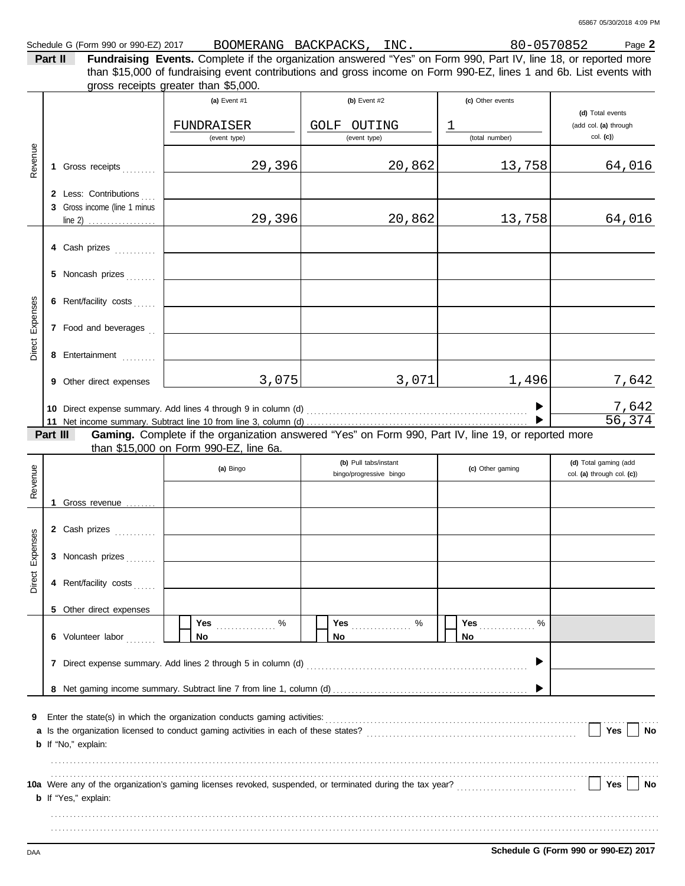Schedule G (Form 990 or 990-EZ) 2017 BOOMERANG BACKPACKS, INC. 80-0570852 Page **2**

**Part II** **Fundraising Events.** Complete if the organization answered "Yes" on Form 990, Part IV, line 18, or reported more than $15,000 of fundraising event contributions and gross income on Form 990-EZ, lines 1 and 6b. List events with gross receipts greater than $5,000.

| | | (a) Event #1 | (b) Event #2 | (c) Other events | (d) Total events (add col. (a) through col. (c)) |
|---|---|---|---|---|---|
| | | FUNDRAISER (event type) | GOLF OUTING (event type) | 1 (total number) | |
| Revenue | 1 Gross receipts | 29,396 | 20,862 | 13,758 | 64,016 |
| | 2 Less: Contributions | | | | |
| | 3 Gross income (line 1 minus line 2) | 29,396 | 20,862 | 13,758 | 64,016 |
| Direct Expenses | 4 Cash prizes | | | | |
| | 5 Noncash prizes | | | | |
| | 6 Rent/facility costs | | | | |
| | 7 Food and beverages | | | | |
| | 8 Entertainment | | | | |
| | 9 Other direct expenses | 3,075 | 3,071 | 1,496 | 7,642 |
| | 10 Direct expense summary. Add lines 4 through 9 in column (d) | | | | 7,642 |
| | 11 Net income summary. Subtract line 10 from line 3, column (d) | | | | 56,374 |

**Part III** **Gaming.** Complete if the organization answered "Yes" on Form 990, Part IV, line 19, or reported more than $15,000 on Form 990-EZ, line 6a.

| | | (a) Bingo | (b) Pull tabs/instant bingo/progressive bingo | (c) Other gaming | (d) Total gaming (add col. (a) through col. (c)) |
|---|---|---|---|---|---|
| Revenue | 1 Gross revenue | | | | |
| Direct Expenses | 2 Cash prizes | | | | |
| | 3 Noncash prizes | | | | |
| | 4 Rent/facility costs | | | | |
| | 5 Other direct expenses | | | | |
| | 6 Volunteer labor | Yes ____ % / No | Yes ____ % / No | Yes ____ % / No | |
| | 7 Direct expense summary. Add lines 2 through 5 in column (d) | | | | |
| | 8 Net gaming income summary. Subtract line 7 from line 1, column (d) | | | | |

**9** Enter the state(s) in which the organization conducts gaming activities: ..........

**a** Is the organization licensed to conduct gaming activities in each of these states? ☐ Yes ☐ No

**b** If "No," explain:

**10a** Were any of the organization's gaming licenses revoked, suspended, or terminated during the tax year? ☐ Yes ☐ No

**b** If "Yes," explain:

**Schedule G (Form 990 or 990-EZ) 2017**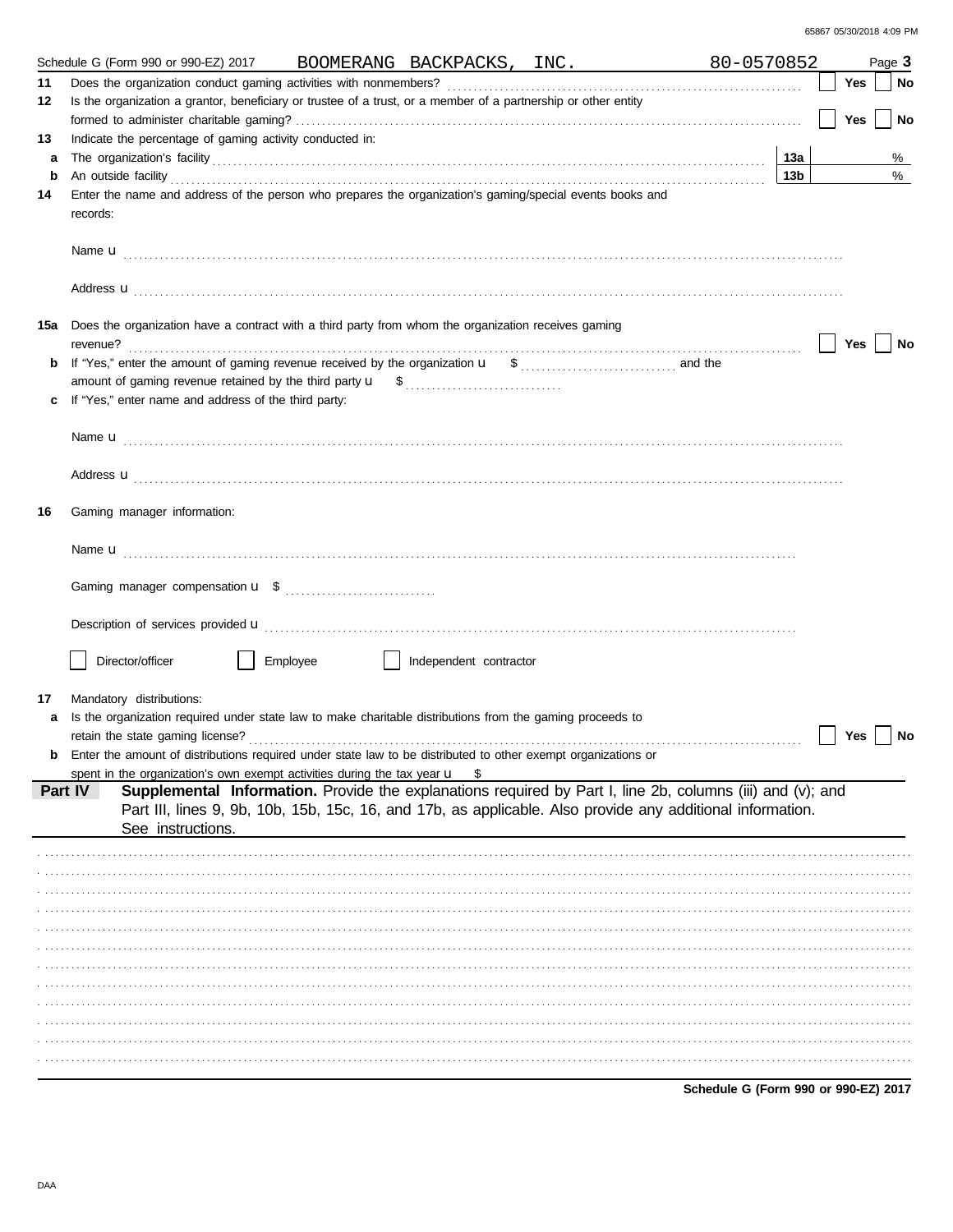65867 05/30/2018 4:09 PM

Schedule G (Form 990 or 990-EZ) 2017 BOOMERANG BACKPACKS, INC. 80-0570852 Page **3**

**11** Does the organization conduct gaming activities with nonmembers? ☐ Yes ☐ No

**12** Is the organization a grantor, beneficiary or trustee of a trust, or a member of a partnership or other entity formed to administer charitable gaming? ☐ Yes ☐ No

**13** Indicate the percentage of gaming activity conducted in:

**a** The organization's facility **13a** %

**b** An outside facility **13b** %

**14** Enter the name and address of the person who prepares the organization's gaming/special events books and records:

Name u

Address u

**15a** Does the organization have a contract with a third party from whom the organization receives gaming revenue? ☐ Yes ☐ No

**b** If "Yes," enter the amount of gaming revenue received by the organization u $ and the amount of gaming revenue retained by the third party u $

**c** If "Yes," enter name and address of the third party:

Name u

Address u

**16** Gaming manager information:

Name u

Gaming manager compensation u $

Description of services provided u

☐ Director/officer ☐ Employee ☐ Independent contractor

**17** Mandatory distributions:

**a** Is the organization required under state law to make charitable distributions from the gaming proceeds to retain the state gaming license? ☐ Yes ☐ No

**b** Enter the amount of distributions required under state law to be distributed to other exempt organizations or spent in the organization's own exempt activities during the tax year u $

**Part IV** **Supplemental Information.** Provide the explanations required by Part I, line 2b, columns (iii) and (v); and Part III, lines 9, 9b, 10b, 15b, 15c, 16, and 17b, as applicable. Also provide any additional information. See instructions.

**Schedule G (Form 990 or 990-EZ) 2017**

DAA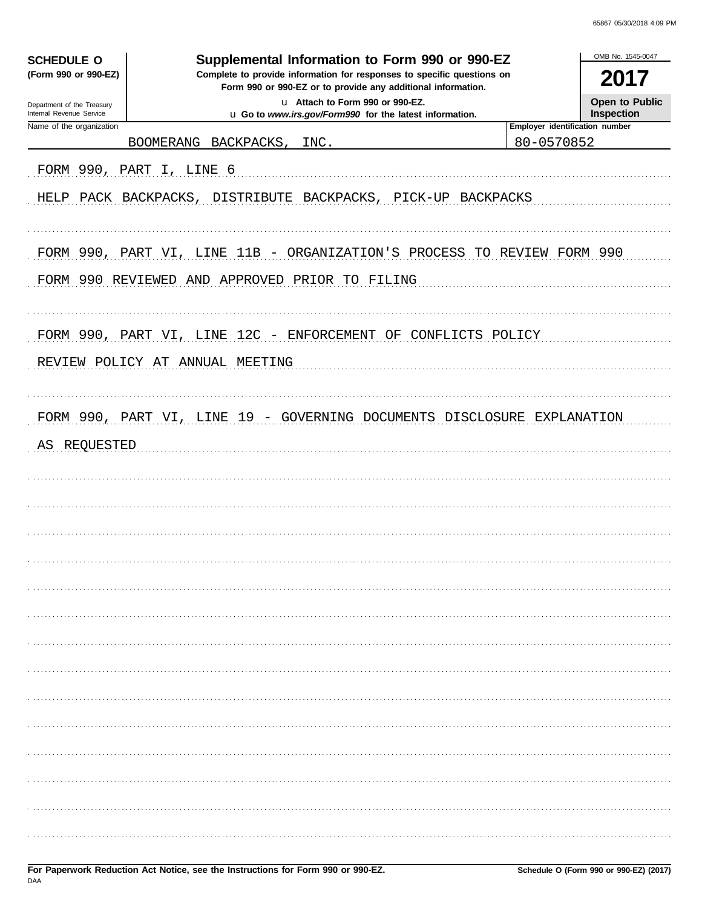**SCHEDULE O (Form 990 or 990-EZ)**

Department of the Treasury
Internal Revenue Service

# Supplemental Information to Form 990 or 990-EZ

**Complete to provide information for responses to specific questions on Form 990 or 990-EZ or to provide any additional information.**

**u Attach to Form 990 or 990-EZ.**

**u Go to *www.irs.gov/Form990* for the latest information.**

OMB No. 1545-0047

**2017**

**Open to Public Inspection**

| Name of the organization | Employer identification number |
|---|---|
| BOOMERANG BACKPACKS, INC. | 80-0570852 |

FORM 990, PART I, LINE 6

HELP PACK BACKPACKS, DISTRIBUTE BACKPACKS, PICK-UP BACKPACKS

FORM 990, PART VI, LINE 11B - ORGANIZATION'S PROCESS TO REVIEW FORM 990

FORM 990 REVIEWED AND APPROVED PRIOR TO FILING

FORM 990, PART VI, LINE 12C - ENFORCEMENT OF CONFLICTS POLICY

REVIEW POLICY AT ANNUAL MEETING

FORM 990, PART VI, LINE 19 - GOVERNING DOCUMENTS DISCLOSURE EXPLANATION

AS REQUESTED

**For Paperwork Reduction Act Notice, see the Instructions for Form 990 or 990-EZ.** **Schedule O (Form 990 or 990-EZ) (2017)**

DAA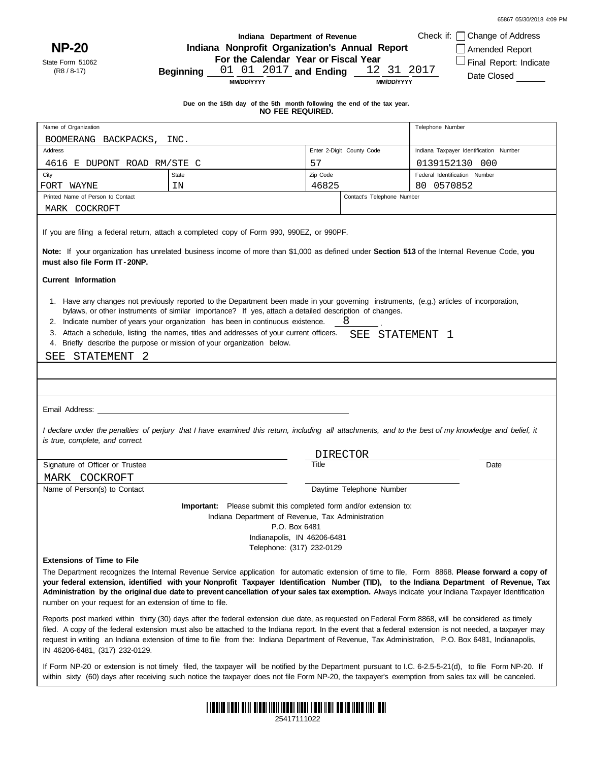65867 05/30/2018 4:09 PM

**NP-20**

State Form 51062
(R8 / 8-17)

**Indiana Department of Revenue**
**Indiana Nonprofit Organization's Annual Report**
**For the Calendar Year or Fiscal Year**
**Beginning** 01 01 2017 **and Ending** 12 31 2017
MM/DD/YYYY MM/DD/YYYY

Check if: ☐ Change of Address
☐ Amended Report
☐ Final Report: Indicate Date Closed ______

**Due on the 15th day of the 5th month following the end of the tax year.**
**NO FEE REQUIRED.**

| Name of Organization | | | | Telephone Number |
|---|---|---|---|---|
| BOOMERANG BACKPACKS, INC. | | | | |
| Address | | Enter 2-Digit County Code | | Indiana Taxpayer Identification Number |
| 4616 E DUPONT ROAD RM/STE C | | 57 | | 0139152130 000 |
| City | State | Zip Code | | Federal Identification Number |
| FORT WAYNE | IN | 46825 | | 80 0570852 |
| Printed Name of Person to Contact | | | Contact's Telephone Number | |
| MARK COCKROFT | | | | |

If you are filing a federal return, attach a completed copy of Form 990, 990EZ, or 990PF.

**Note:** If your organization has unrelated business income of more than $1,000 as defined under **Section 513** of the Internal Revenue Code, **you must also file Form IT-20NP.**

**Current Information**

1. Have any changes not previously reported to the Department been made in your governing instruments, (e.g.) articles of incorporation, bylaws, or other instruments of similar importance? If yes, attach a detailed description of changes.
2. Indicate number of years your organization has been in continuous existence. 8
3. Attach a schedule, listing the names, titles and addresses of your current officers. SEE STATEMENT 1
4. Briefly describe the purpose or mission of your organization below.

SEE STATEMENT 2

Email Address: ______________________

*I declare under the penalties of perjury that I have examined this return, including all attachments, and to the best of my knowledge and belief, it is true, complete, and correct.*

| Signature of Officer or Trustee | Title: DIRECTOR | Date |
|---|---|---|
| Name of Person(s) to Contact: MARK COCKROFT | Daytime Telephone Number | |

**Important:** Please submit this completed form and/or extension to:
Indiana Department of Revenue, Tax Administration
P.O. Box 6481
Indianapolis, IN 46206-6481
Telephone: (317) 232-0129

**Extensions of Time to File**

The Department recognizes the Internal Revenue Service application for automatic extension of time to file, Form 8868. **Please forward a copy of your federal extension, identified with your Nonprofit Taxpayer Identification Number (TID), to the Indiana Department of Revenue, Tax Administration by the original due date to prevent cancellation of your sales tax exemption.** Always indicate your Indiana Taxpayer Identification number on your request for an extension of time to file.

Reports post marked within thirty (30) days after the federal extension due date, as requested on Federal Form 8868, will be considered as timely filed. A copy of the federal extension must also be attached to the Indiana report. In the event that a federal extension is not needed, a taxpayer may request in writing an Indiana extension of time to file from the: Indiana Department of Revenue, Tax Administration, P.O. Box 6481, Indianapolis, IN 46206-6481, (317) 232-0129.

If Form NP-20 or extension is not timely filed, the taxpayer will be notified by the Department pursuant to I.C. 6-2.5-5-21(d), to file Form NP-20. If within sixty (60) days after receiving such notice the taxpayer does not file Form NP-20, the taxpayer's exemption from sales tax will be canceled.

25417111022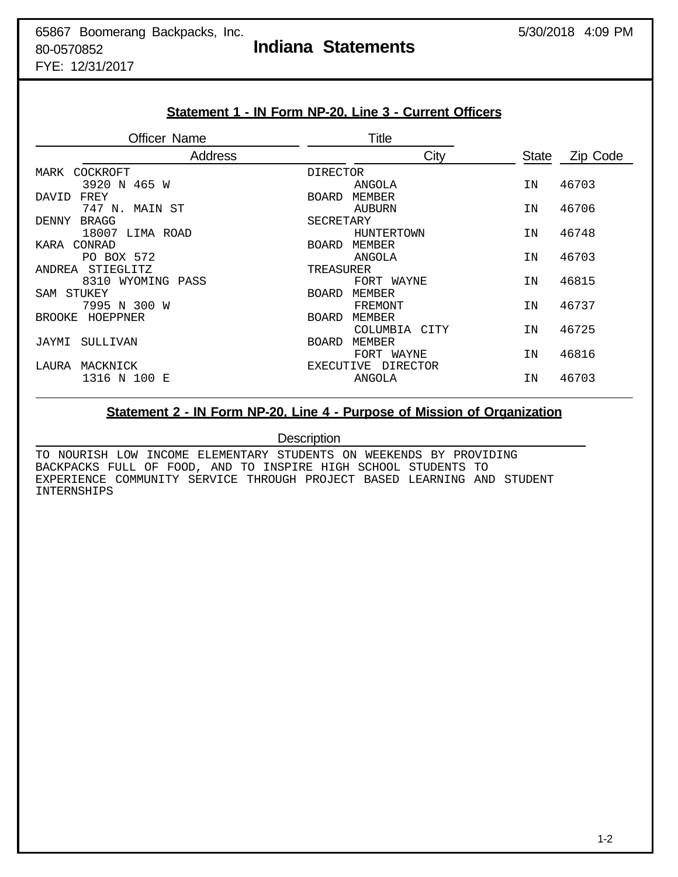65867 Boomerang Backpacks, Inc.
80-0570852
FYE: 12/31/2017

5/30/2018 4:09 PM

# Indiana Statements

## Statement 1 - IN Form NP-20, Line 3 - Current Officers

| Officer Name / Address | Title / City | State | Zip Code |
|---|---|---|---|
| MARK COCKROFT | DIRECTOR | | |
| 3920 N 465 W | ANGOLA | IN | 46703 |
| DAVID FREY | BOARD MEMBER | | |
| 747 N. MAIN ST | AUBURN | IN | 46706 |
| DENNY BRAGG | SECRETARY | | |
| 18007 LIMA ROAD | HUNTERTOWN | IN | 46748 |
| KARA CONRAD | BOARD MEMBER | | |
| PO BOX 572 | ANGOLA | IN | 46703 |
| ANDREA STIEGLITZ | TREASURER | | |
| 8310 WYOMING PASS | FORT WAYNE | IN | 46815 |
| SAM STUKEY | BOARD MEMBER | | |
| 7995 N 300 W | FREMONT | IN | 46737 |
| BROOKE HOEPPNER | BOARD MEMBER | | |
| | COLUMBIA CITY | IN | 46725 |
| JAYMI SULLIVAN | BOARD MEMBER | | |
| | FORT WAYNE | IN | 46816 |
| LAURA MACKNICK | EXECUTIVE DIRECTOR | | |
| 1316 N 100 E | ANGOLA | IN | 46703 |

## Statement 2 - IN Form NP-20, Line 4 - Purpose of Mission of Organization

**Description**

TO NOURISH LOW INCOME ELEMENTARY STUDENTS ON WEEKENDS BY PROVIDING BACKPACKS FULL OF FOOD, AND TO INSPIRE HIGH SCHOOL STUDENTS TO EXPERIENCE COMMUNITY SERVICE THROUGH PROJECT BASED LEARNING AND STUDENT INTERNSHIPS